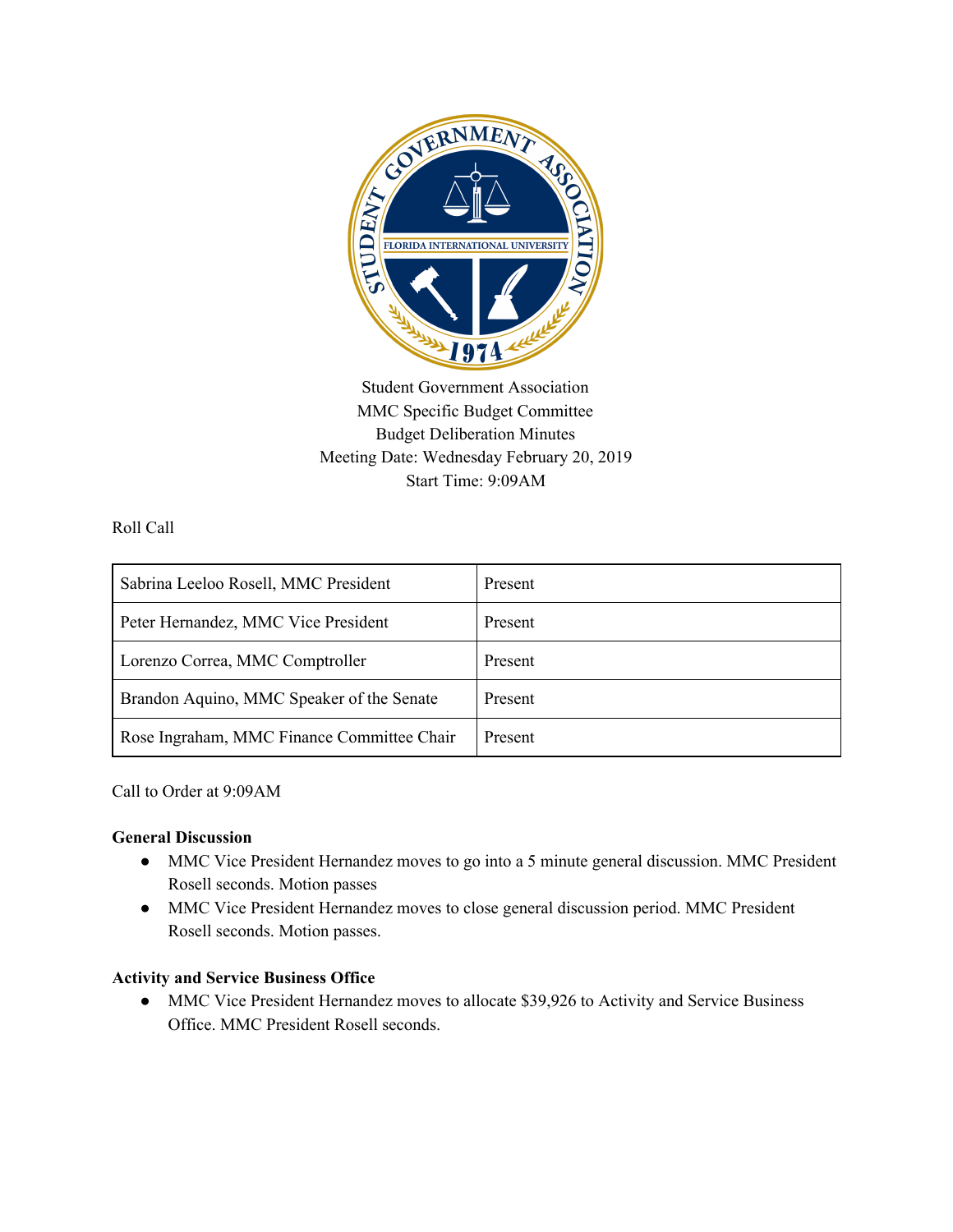Student Government Association
MMC Specific Budget Committee
Budget Deliberation Minutes
Meeting Date: Wednesday February 20, 2019
Start Time: 9:09AM

Roll Call

| Sabrina Leeloo Rosell, MMC President | Present |
|---|---|
| Peter Hernandez, MMC Vice President | Present |
| Lorenzo Correa, MMC Comptroller | Present |
| Brandon Aquino, MMC Speaker of the Senate | Present |
| Rose Ingraham, MMC Finance Committee Chair | Present |

Call to Order at 9:09AM

**General Discussion**

- MMC Vice President Hernandez moves to go into a 5 minute general discussion. MMC President Rosell seconds. Motion passes
- MMC Vice President Hernandez moves to close general discussion period. MMC President Rosell seconds. Motion passes.

**Activity and Service Business Office**

- MMC Vice President Hernandez moves to allocate $39,926 to Activity and Service Business Office. MMC President Rosell seconds.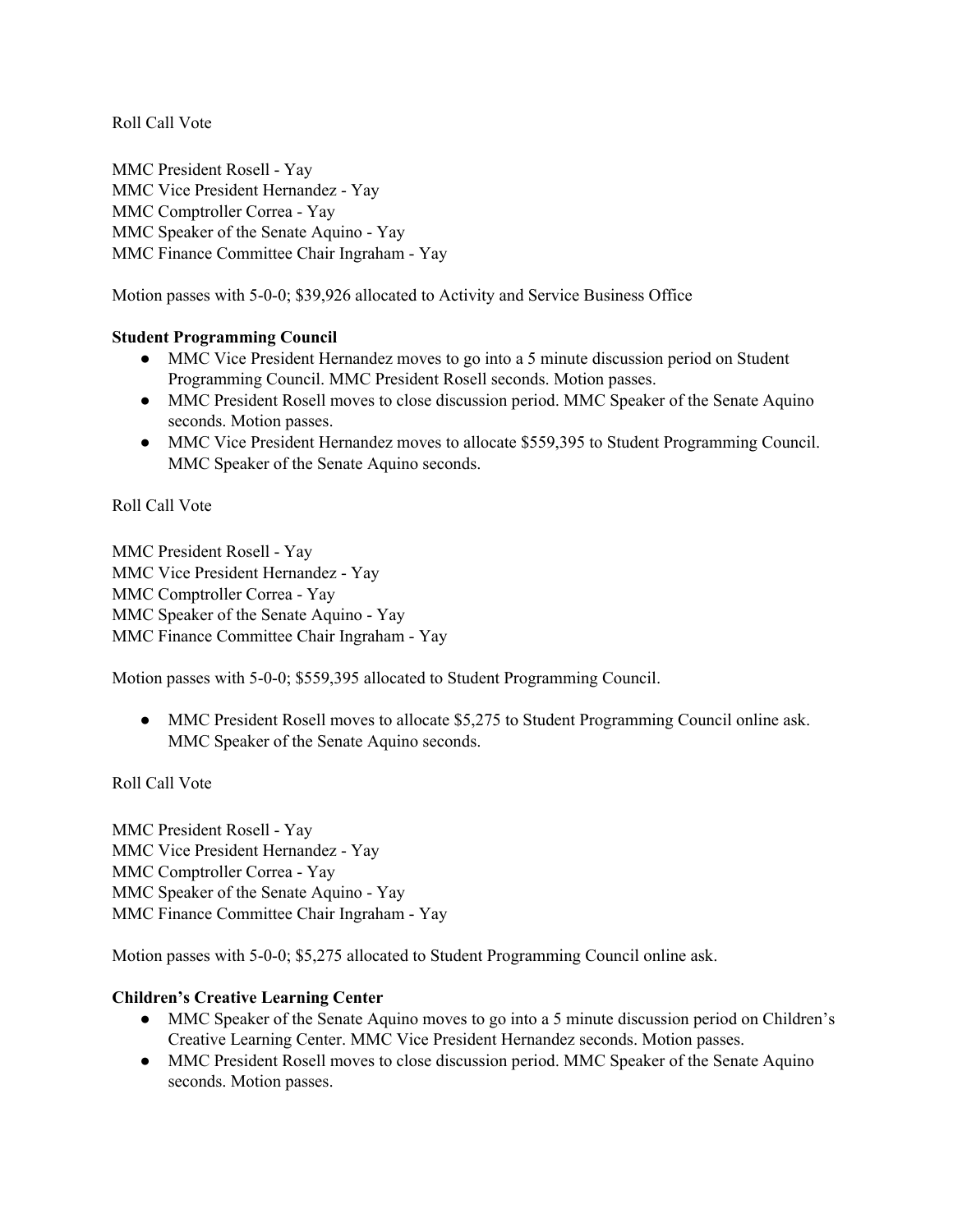Roll Call Vote

MMC President Rosell - Yay
MMC Vice President Hernandez - Yay
MMC Comptroller Correa - Yay
MMC Speaker of the Senate Aquino - Yay
MMC Finance Committee Chair Ingraham - Yay

Motion passes with 5-0-0; $39,926 allocated to Activity and Service Business Office

**Student Programming Council**

- MMC Vice President Hernandez moves to go into a 5 minute discussion period on Student Programming Council. MMC President Rosell seconds. Motion passes.
- MMC President Rosell moves to close discussion period. MMC Speaker of the Senate Aquino seconds. Motion passes.
- MMC Vice President Hernandez moves to allocate $559,395 to Student Programming Council. MMC Speaker of the Senate Aquino seconds.

Roll Call Vote

MMC President Rosell - Yay
MMC Vice President Hernandez - Yay
MMC Comptroller Correa - Yay
MMC Speaker of the Senate Aquino - Yay
MMC Finance Committee Chair Ingraham - Yay

Motion passes with 5-0-0; $559,395 allocated to Student Programming Council.

- MMC President Rosell moves to allocate $5,275 to Student Programming Council online ask. MMC Speaker of the Senate Aquino seconds.

Roll Call Vote

MMC President Rosell - Yay
MMC Vice President Hernandez - Yay
MMC Comptroller Correa - Yay
MMC Speaker of the Senate Aquino - Yay
MMC Finance Committee Chair Ingraham - Yay

Motion passes with 5-0-0; $5,275 allocated to Student Programming Council online ask.

**Children's Creative Learning Center**

- MMC Speaker of the Senate Aquino moves to go into a 5 minute discussion period on Children's Creative Learning Center. MMC Vice President Hernandez seconds. Motion passes.
- MMC President Rosell moves to close discussion period. MMC Speaker of the Senate Aquino seconds. Motion passes.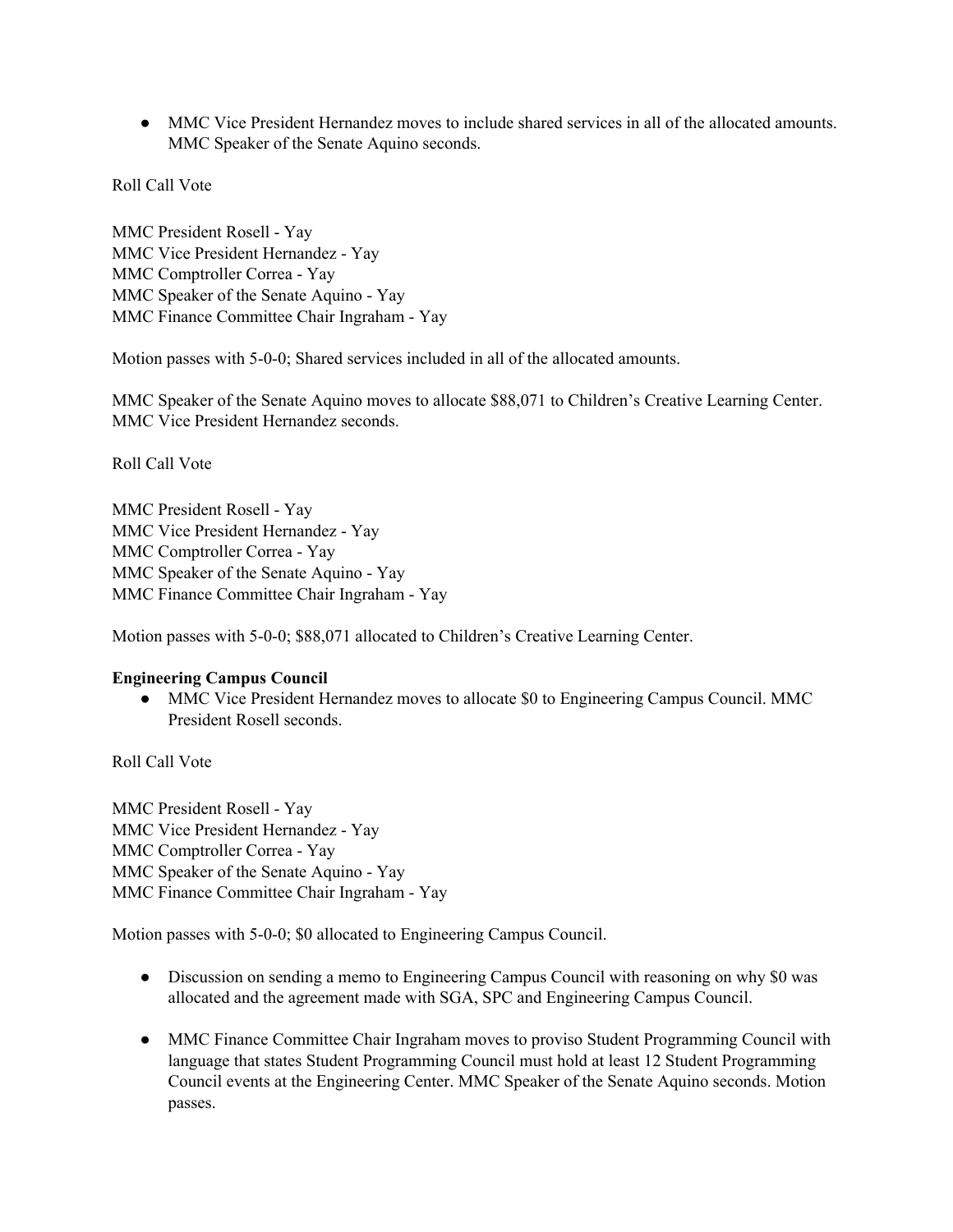- MMC Vice President Hernandez moves to include shared services in all of the allocated amounts. MMC Speaker of the Senate Aquino seconds.

Roll Call Vote

MMC President Rosell - Yay
MMC Vice President Hernandez - Yay
MMC Comptroller Correa - Yay
MMC Speaker of the Senate Aquino - Yay
MMC Finance Committee Chair Ingraham - Yay

Motion passes with 5-0-0; Shared services included in all of the allocated amounts.

MMC Speaker of the Senate Aquino moves to allocate $88,071 to Children's Creative Learning Center. MMC Vice President Hernandez seconds.

Roll Call Vote

MMC President Rosell - Yay
MMC Vice President Hernandez - Yay
MMC Comptroller Correa - Yay
MMC Speaker of the Senate Aquino - Yay
MMC Finance Committee Chair Ingraham - Yay

Motion passes with 5-0-0; $88,071 allocated to Children's Creative Learning Center.

**Engineering Campus Council**

- MMC Vice President Hernandez moves to allocate $0 to Engineering Campus Council. MMC President Rosell seconds.

Roll Call Vote

MMC President Rosell - Yay
MMC Vice President Hernandez - Yay
MMC Comptroller Correa - Yay
MMC Speaker of the Senate Aquino - Yay
MMC Finance Committee Chair Ingraham - Yay

Motion passes with 5-0-0; $0 allocated to Engineering Campus Council.

- Discussion on sending a memo to Engineering Campus Council with reasoning on why $0 was allocated and the agreement made with SGA, SPC and Engineering Campus Council.

- MMC Finance Committee Chair Ingraham moves to proviso Student Programming Council with language that states Student Programming Council must hold at least 12 Student Programming Council events at the Engineering Center. MMC Speaker of the Senate Aquino seconds. Motion passes.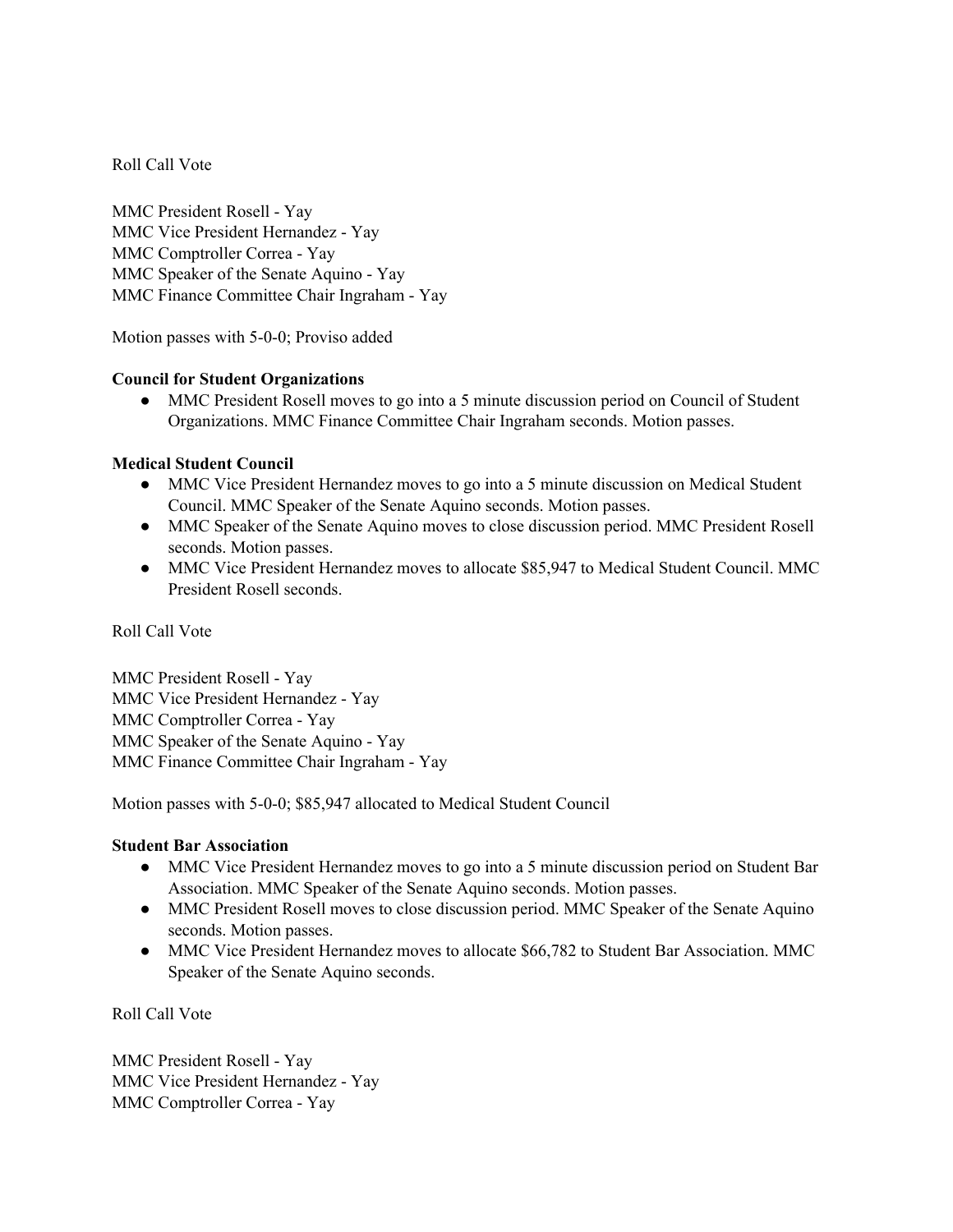Roll Call Vote

MMC President Rosell - Yay
MMC Vice President Hernandez - Yay
MMC Comptroller Correa - Yay
MMC Speaker of the Senate Aquino - Yay
MMC Finance Committee Chair Ingraham - Yay

Motion passes with 5-0-0; Proviso added

**Council for Student Organizations**

- MMC President Rosell moves to go into a 5 minute discussion period on Council of Student Organizations. MMC Finance Committee Chair Ingraham seconds. Motion passes.

**Medical Student Council**

- MMC Vice President Hernandez moves to go into a 5 minute discussion on Medical Student Council. MMC Speaker of the Senate Aquino seconds. Motion passes.
- MMC Speaker of the Senate Aquino moves to close discussion period. MMC President Rosell seconds. Motion passes.
- MMC Vice President Hernandez moves to allocate $85,947 to Medical Student Council. MMC President Rosell seconds.

Roll Call Vote

MMC President Rosell - Yay
MMC Vice President Hernandez - Yay
MMC Comptroller Correa - Yay
MMC Speaker of the Senate Aquino - Yay
MMC Finance Committee Chair Ingraham - Yay

Motion passes with 5-0-0; $85,947 allocated to Medical Student Council

**Student Bar Association**

- MMC Vice President Hernandez moves to go into a 5 minute discussion period on Student Bar Association. MMC Speaker of the Senate Aquino seconds. Motion passes.
- MMC President Rosell moves to close discussion period. MMC Speaker of the Senate Aquino seconds. Motion passes.
- MMC Vice President Hernandez moves to allocate $66,782 to Student Bar Association. MMC Speaker of the Senate Aquino seconds.

Roll Call Vote

MMC President Rosell - Yay
MMC Vice President Hernandez - Yay
MMC Comptroller Correa - Yay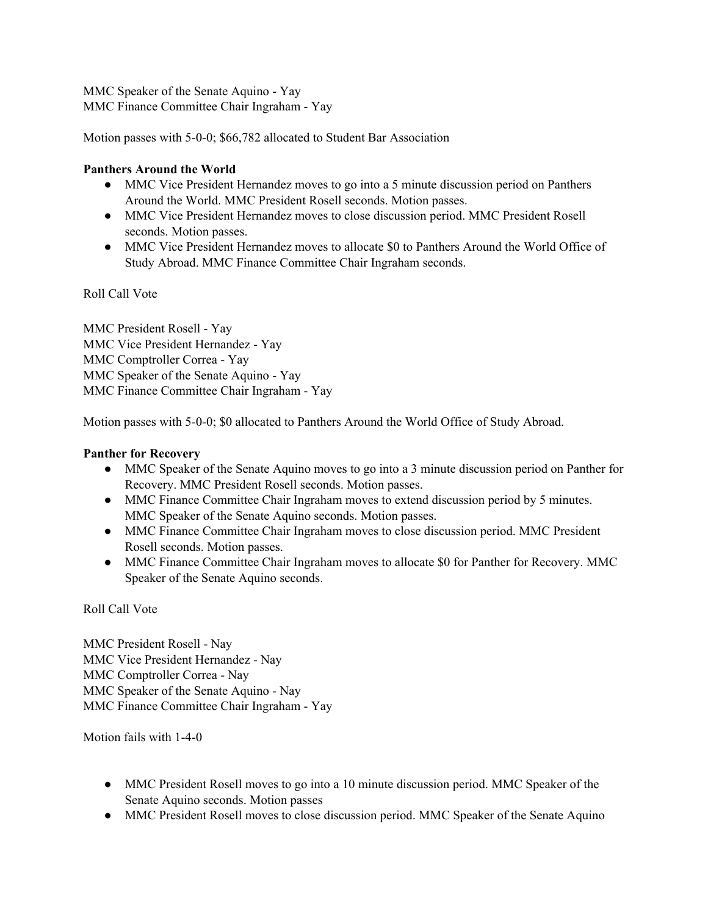MMC Speaker of the Senate Aquino - Yay
MMC Finance Committee Chair Ingraham - Yay

Motion passes with 5-0-0; $66,782 allocated to Student Bar Association

**Panthers Around the World**

- MMC Vice President Hernandez moves to go into a 5 minute discussion period on Panthers Around the World. MMC President Rosell seconds. Motion passes.
- MMC Vice President Hernandez moves to close discussion period. MMC President Rosell seconds. Motion passes.
- MMC Vice President Hernandez moves to allocate $0 to Panthers Around the World Office of Study Abroad. MMC Finance Committee Chair Ingraham seconds.

Roll Call Vote

MMC President Rosell - Yay
MMC Vice President Hernandez - Yay
MMC Comptroller Correa - Yay
MMC Speaker of the Senate Aquino - Yay
MMC Finance Committee Chair Ingraham - Yay

Motion passes with 5-0-0; $0 allocated to Panthers Around the World Office of Study Abroad.

**Panther for Recovery**

- MMC Speaker of the Senate Aquino moves to go into a 3 minute discussion period on Panther for Recovery. MMC President Rosell seconds. Motion passes.
- MMC Finance Committee Chair Ingraham moves to extend discussion period by 5 minutes. MMC Speaker of the Senate Aquino seconds. Motion passes.
- MMC Finance Committee Chair Ingraham moves to close discussion period. MMC President Rosell seconds. Motion passes.
- MMC Finance Committee Chair Ingraham moves to allocate $0 for Panther for Recovery. MMC Speaker of the Senate Aquino seconds.

Roll Call Vote

MMC President Rosell - Nay
MMC Vice President Hernandez - Nay
MMC Comptroller Correa - Nay
MMC Speaker of the Senate Aquino - Nay
MMC Finance Committee Chair Ingraham - Yay

Motion fails with 1-4-0

- MMC President Rosell moves to go into a 10 minute discussion period. MMC Speaker of the Senate Aquino seconds. Motion passes
- MMC President Rosell moves to close discussion period. MMC Speaker of the Senate Aquino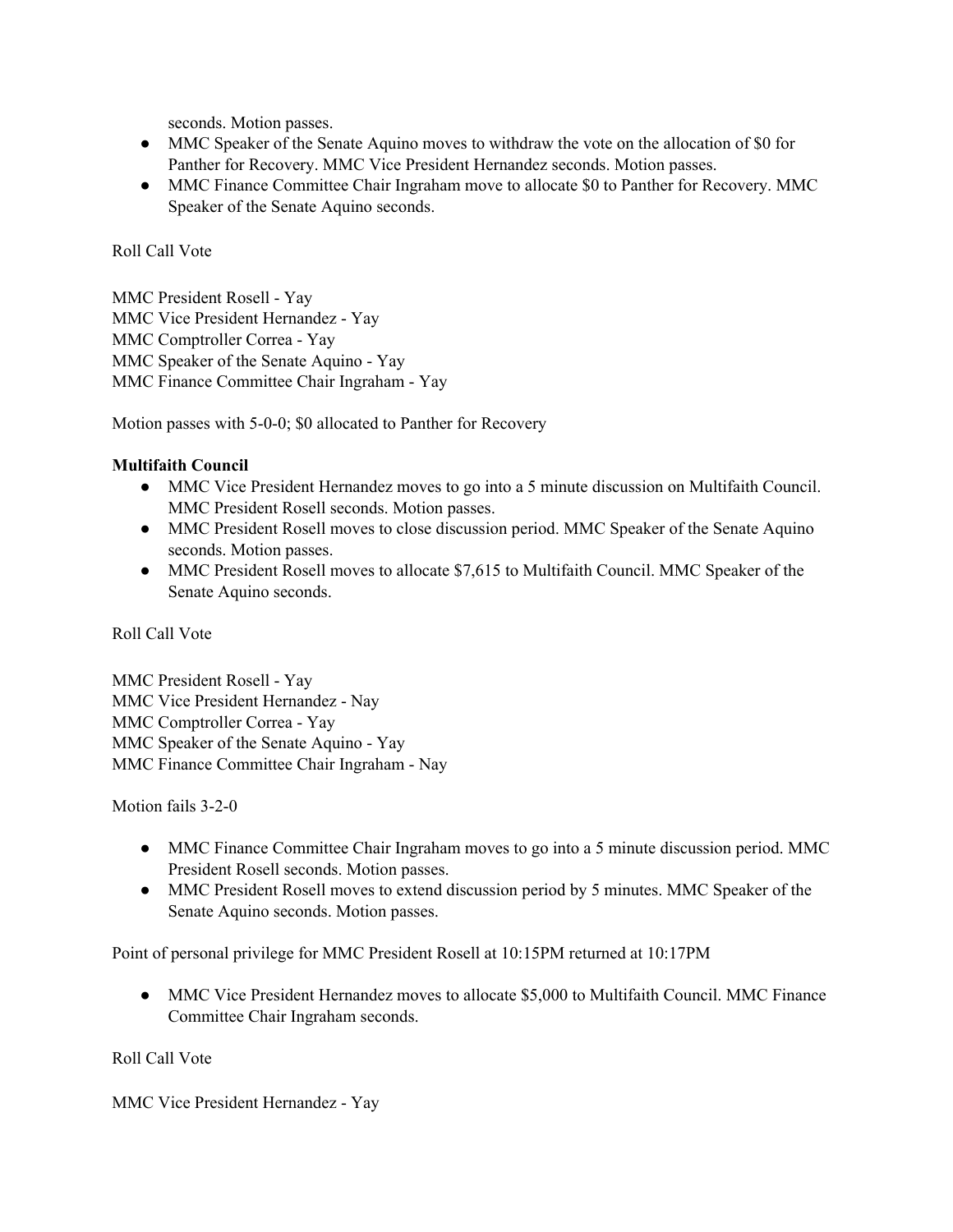seconds. Motion passes.

- MMC Speaker of the Senate Aquino moves to withdraw the vote on the allocation of $0 for Panther for Recovery. MMC Vice President Hernandez seconds. Motion passes.
- MMC Finance Committee Chair Ingraham move to allocate $0 to Panther for Recovery. MMC Speaker of the Senate Aquino seconds.

Roll Call Vote

MMC President Rosell - Yay
MMC Vice President Hernandez - Yay
MMC Comptroller Correa - Yay
MMC Speaker of the Senate Aquino - Yay
MMC Finance Committee Chair Ingraham - Yay

Motion passes with 5-0-0; $0 allocated to Panther for Recovery

**Multifaith Council**

- MMC Vice President Hernandez moves to go into a 5 minute discussion on Multifaith Council. MMC President Rosell seconds. Motion passes.
- MMC President Rosell moves to close discussion period. MMC Speaker of the Senate Aquino seconds. Motion passes.
- MMC President Rosell moves to allocate $7,615 to Multifaith Council. MMC Speaker of the Senate Aquino seconds.

Roll Call Vote

MMC President Rosell - Yay
MMC Vice President Hernandez - Nay
MMC Comptroller Correa - Yay
MMC Speaker of the Senate Aquino - Yay
MMC Finance Committee Chair Ingraham - Nay

Motion fails 3-2-0

- MMC Finance Committee Chair Ingraham moves to go into a 5 minute discussion period. MMC President Rosell seconds. Motion passes.
- MMC President Rosell moves to extend discussion period by 5 minutes. MMC Speaker of the Senate Aquino seconds. Motion passes.

Point of personal privilege for MMC President Rosell at 10:15PM returned at 10:17PM

- MMC Vice President Hernandez moves to allocate $5,000 to Multifaith Council. MMC Finance Committee Chair Ingraham seconds.

Roll Call Vote

MMC Vice President Hernandez - Yay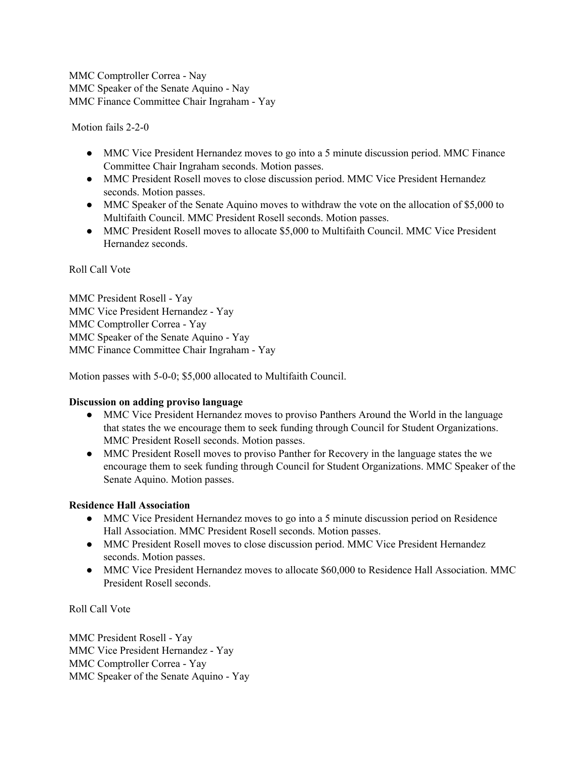MMC Comptroller Correa - Nay
MMC Speaker of the Senate Aquino - Nay
MMC Finance Committee Chair Ingraham - Yay

Motion fails 2-2-0

- MMC Vice President Hernandez moves to go into a 5 minute discussion period. MMC Finance Committee Chair Ingraham seconds. Motion passes.
- MMC President Rosell moves to close discussion period. MMC Vice President Hernandez seconds. Motion passes.
- MMC Speaker of the Senate Aquino moves to withdraw the vote on the allocation of $5,000 to Multifaith Council. MMC President Rosell seconds. Motion passes.
- MMC President Rosell moves to allocate $5,000 to Multifaith Council. MMC Vice President Hernandez seconds.

Roll Call Vote

MMC President Rosell - Yay
MMC Vice President Hernandez - Yay
MMC Comptroller Correa - Yay
MMC Speaker of the Senate Aquino - Yay
MMC Finance Committee Chair Ingraham - Yay

Motion passes with 5-0-0; $5,000 allocated to Multifaith Council.

**Discussion on adding proviso language**

- MMC Vice President Hernandez moves to proviso Panthers Around the World in the language that states the we encourage them to seek funding through Council for Student Organizations. MMC President Rosell seconds. Motion passes.
- MMC President Rosell moves to proviso Panther for Recovery in the language states the we encourage them to seek funding through Council for Student Organizations. MMC Speaker of the Senate Aquino. Motion passes.

**Residence Hall Association**

- MMC Vice President Hernandez moves to go into a 5 minute discussion period on Residence Hall Association. MMC President Rosell seconds. Motion passes.
- MMC President Rosell moves to close discussion period. MMC Vice President Hernandez seconds. Motion passes.
- MMC Vice President Hernandez moves to allocate $60,000 to Residence Hall Association. MMC President Rosell seconds.

Roll Call Vote

MMC President Rosell - Yay
MMC Vice President Hernandez - Yay
MMC Comptroller Correa - Yay
MMC Speaker of the Senate Aquino - Yay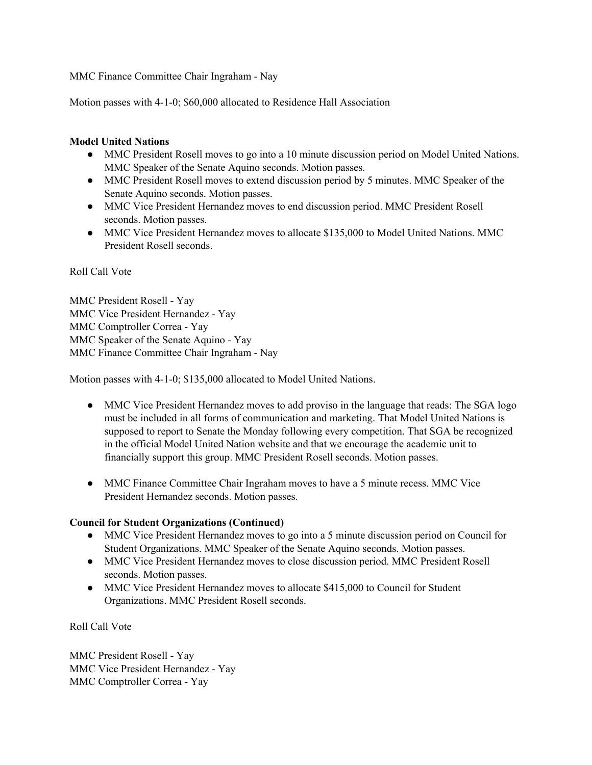MMC Finance Committee Chair Ingraham - Nay

Motion passes with 4-1-0; $60,000 allocated to Residence Hall Association

**Model United Nations**

- MMC President Rosell moves to go into a 10 minute discussion period on Model United Nations. MMC Speaker of the Senate Aquino seconds. Motion passes.
- MMC President Rosell moves to extend discussion period by 5 minutes. MMC Speaker of the Senate Aquino seconds. Motion passes.
- MMC Vice President Hernandez moves to end discussion period. MMC President Rosell seconds. Motion passes.
- MMC Vice President Hernandez moves to allocate $135,000 to Model United Nations. MMC President Rosell seconds.

Roll Call Vote

MMC President Rosell - Yay
MMC Vice President Hernandez - Yay
MMC Comptroller Correa - Yay
MMC Speaker of the Senate Aquino - Yay
MMC Finance Committee Chair Ingraham - Nay

Motion passes with 4-1-0; $135,000 allocated to Model United Nations.

- MMC Vice President Hernandez moves to add proviso in the language that reads: The SGA logo must be included in all forms of communication and marketing. That Model United Nations is supposed to report to Senate the Monday following every competition. That SGA be recognized in the official Model United Nation website and that we encourage the academic unit to financially support this group. MMC President Rosell seconds. Motion passes.

- MMC Finance Committee Chair Ingraham moves to have a 5 minute recess. MMC Vice President Hernandez seconds. Motion passes.

**Council for Student Organizations (Continued)**

- MMC Vice President Hernandez moves to go into a 5 minute discussion period on Council for Student Organizations. MMC Speaker of the Senate Aquino seconds. Motion passes.
- MMC Vice President Hernandez moves to close discussion period. MMC President Rosell seconds. Motion passes.
- MMC Vice President Hernandez moves to allocate $415,000 to Council for Student Organizations. MMC President Rosell seconds.

Roll Call Vote

MMC President Rosell - Yay
MMC Vice President Hernandez - Yay
MMC Comptroller Correa - Yay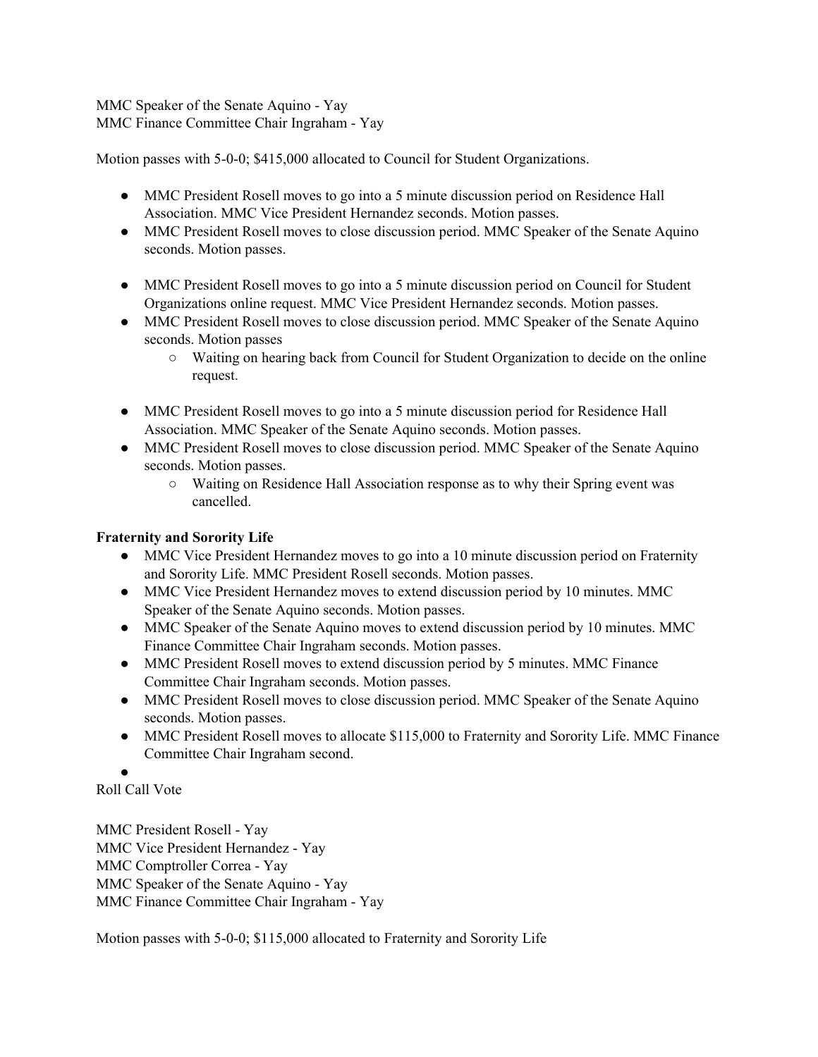MMC Speaker of the Senate Aquino - Yay
MMC Finance Committee Chair Ingraham - Yay

Motion passes with 5-0-0; $415,000 allocated to Council for Student Organizations.

- MMC President Rosell moves to go into a 5 minute discussion period on Residence Hall Association. MMC Vice President Hernandez seconds. Motion passes.
- MMC President Rosell moves to close discussion period. MMC Speaker of the Senate Aquino seconds. Motion passes.

- MMC President Rosell moves to go into a 5 minute discussion period on Council for Student Organizations online request. MMC Vice President Hernandez seconds. Motion passes.
- MMC President Rosell moves to close discussion period. MMC Speaker of the Senate Aquino seconds. Motion passes
  - Waiting on hearing back from Council for Student Organization to decide on the online request.

- MMC President Rosell moves to go into a 5 minute discussion period for Residence Hall Association. MMC Speaker of the Senate Aquino seconds. Motion passes.
- MMC President Rosell moves to close discussion period. MMC Speaker of the Senate Aquino seconds. Motion passes.
  - Waiting on Residence Hall Association response as to why their Spring event was cancelled.

**Fraternity and Sorority Life**

- MMC Vice President Hernandez moves to go into a 10 minute discussion period on Fraternity and Sorority Life. MMC President Rosell seconds. Motion passes.
- MMC Vice President Hernandez moves to extend discussion period by 10 minutes. MMC Speaker of the Senate Aquino seconds. Motion passes.
- MMC Speaker of the Senate Aquino moves to extend discussion period by 10 minutes. MMC Finance Committee Chair Ingraham seconds. Motion passes.
- MMC President Rosell moves to extend discussion period by 5 minutes. MMC Finance Committee Chair Ingraham seconds. Motion passes.
- MMC President Rosell moves to close discussion period. MMC Speaker of the Senate Aquino seconds. Motion passes.
- MMC President Rosell moves to allocate $115,000 to Fraternity and Sorority Life. MMC Finance Committee Chair Ingraham second.
-

Roll Call Vote

MMC President Rosell - Yay
MMC Vice President Hernandez - Yay
MMC Comptroller Correa - Yay
MMC Speaker of the Senate Aquino - Yay
MMC Finance Committee Chair Ingraham - Yay

Motion passes with 5-0-0; $115,000 allocated to Fraternity and Sorority Life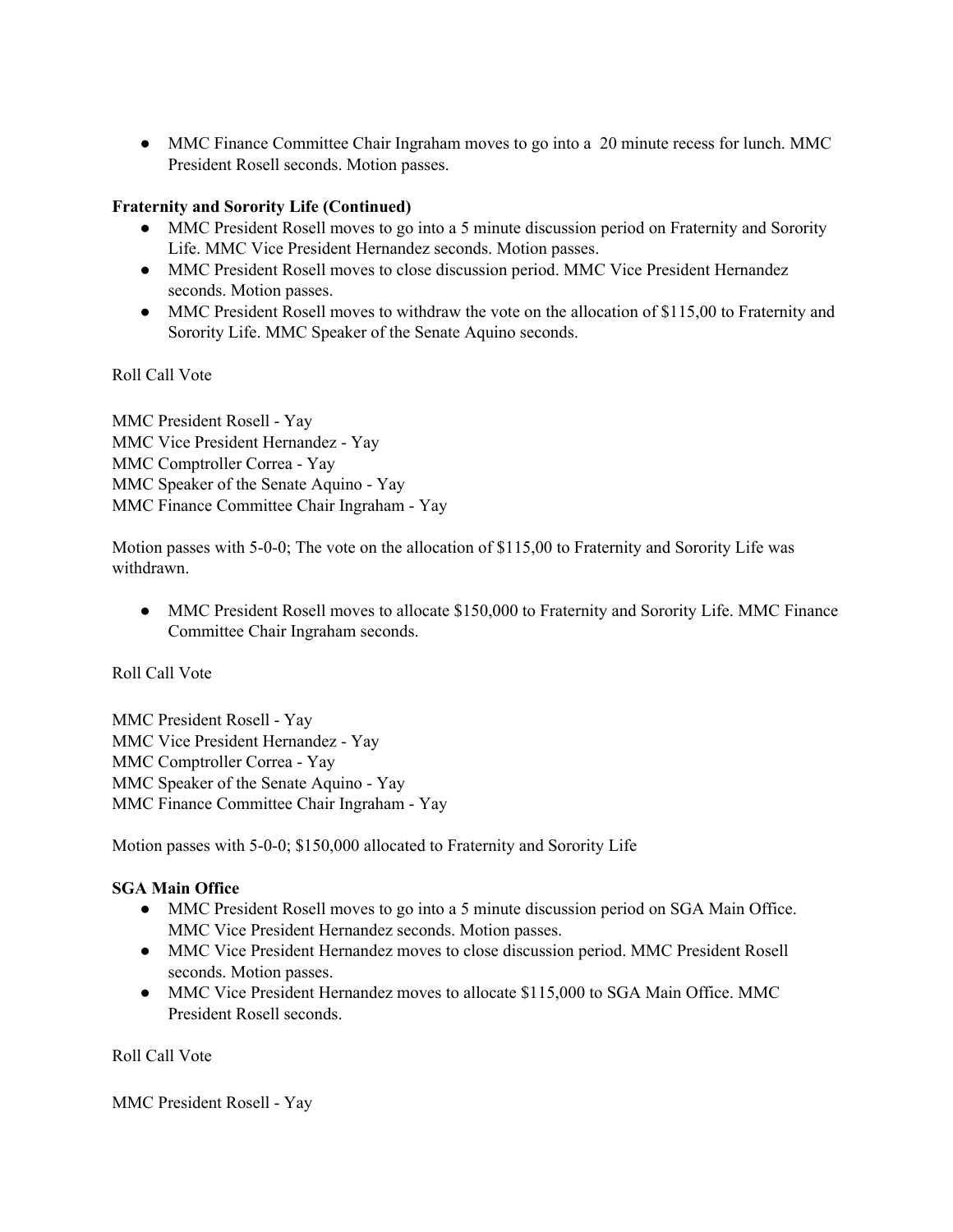- MMC Finance Committee Chair Ingraham moves to go into a  20 minute recess for lunch. MMC President Rosell seconds. Motion passes.

**Fraternity and Sorority Life (Continued)**

- MMC President Rosell moves to go into a 5 minute discussion period on Fraternity and Sorority Life. MMC Vice President Hernandez seconds. Motion passes.
- MMC President Rosell moves to close discussion period. MMC Vice President Hernandez seconds. Motion passes.
- MMC President Rosell moves to withdraw the vote on the allocation of $115,00 to Fraternity and Sorority Life. MMC Speaker of the Senate Aquino seconds.

Roll Call Vote

MMC President Rosell - Yay
MMC Vice President Hernandez - Yay
MMC Comptroller Correa - Yay
MMC Speaker of the Senate Aquino - Yay
MMC Finance Committee Chair Ingraham - Yay

Motion passes with 5-0-0; The vote on the allocation of $115,00 to Fraternity and Sorority Life was withdrawn.

- MMC President Rosell moves to allocate $150,000 to Fraternity and Sorority Life. MMC Finance Committee Chair Ingraham seconds.

Roll Call Vote

MMC President Rosell - Yay
MMC Vice President Hernandez - Yay
MMC Comptroller Correa - Yay
MMC Speaker of the Senate Aquino - Yay
MMC Finance Committee Chair Ingraham - Yay

Motion passes with 5-0-0; $150,000 allocated to Fraternity and Sorority Life

**SGA Main Office**

- MMC President Rosell moves to go into a 5 minute discussion period on SGA Main Office. MMC Vice President Hernandez seconds. Motion passes.
- MMC Vice President Hernandez moves to close discussion period. MMC President Rosell seconds. Motion passes.
- MMC Vice President Hernandez moves to allocate $115,000 to SGA Main Office. MMC President Rosell seconds.

Roll Call Vote

MMC President Rosell - Yay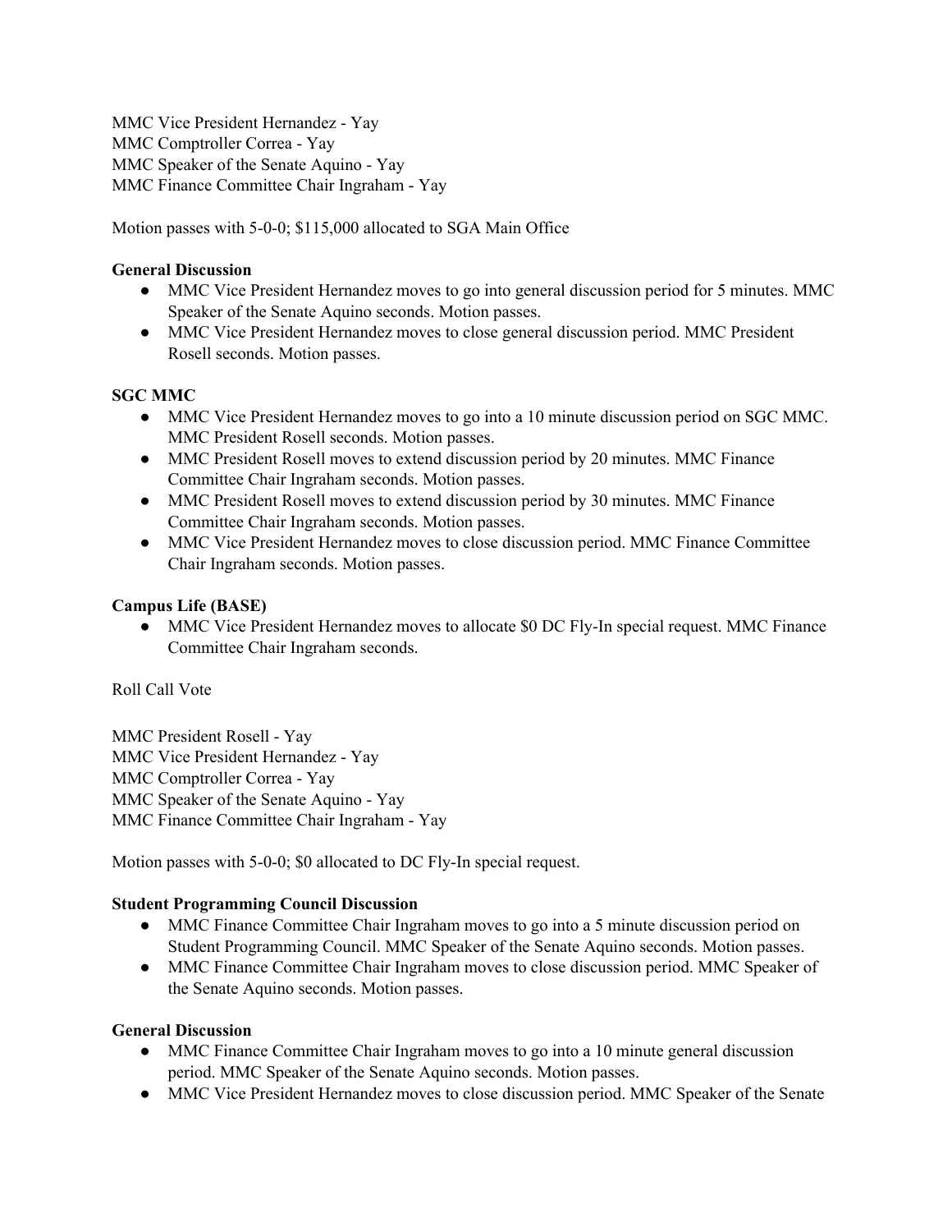MMC Vice President Hernandez - Yay
MMC Comptroller Correa - Yay
MMC Speaker of the Senate Aquino - Yay
MMC Finance Committee Chair Ingraham - Yay

Motion passes with 5-0-0; $115,000 allocated to SGA Main Office

**General Discussion**

- MMC Vice President Hernandez moves to go into general discussion period for 5 minutes. MMC Speaker of the Senate Aquino seconds. Motion passes.
- MMC Vice President Hernandez moves to close general discussion period. MMC President Rosell seconds. Motion passes.

**SGC MMC**

- MMC Vice President Hernandez moves to go into a 10 minute discussion period on SGC MMC. MMC President Rosell seconds. Motion passes.
- MMC President Rosell moves to extend discussion period by 20 minutes. MMC Finance Committee Chair Ingraham seconds. Motion passes.
- MMC President Rosell moves to extend discussion period by 30 minutes. MMC Finance Committee Chair Ingraham seconds. Motion passes.
- MMC Vice President Hernandez moves to close discussion period. MMC Finance Committee Chair Ingraham seconds. Motion passes.

**Campus Life (BASE)**

- MMC Vice President Hernandez moves to allocate $0 DC Fly-In special request. MMC Finance Committee Chair Ingraham seconds.

Roll Call Vote

MMC President Rosell - Yay
MMC Vice President Hernandez - Yay
MMC Comptroller Correa - Yay
MMC Speaker of the Senate Aquino - Yay
MMC Finance Committee Chair Ingraham - Yay

Motion passes with 5-0-0; $0 allocated to DC Fly-In special request.

**Student Programming Council Discussion**

- MMC Finance Committee Chair Ingraham moves to go into a 5 minute discussion period on Student Programming Council. MMC Speaker of the Senate Aquino seconds. Motion passes.
- MMC Finance Committee Chair Ingraham moves to close discussion period. MMC Speaker of the Senate Aquino seconds. Motion passes.

**General Discussion**

- MMC Finance Committee Chair Ingraham moves to go into a 10 minute general discussion period. MMC Speaker of the Senate Aquino seconds. Motion passes.
- MMC Vice President Hernandez moves to close discussion period. MMC Speaker of the Senate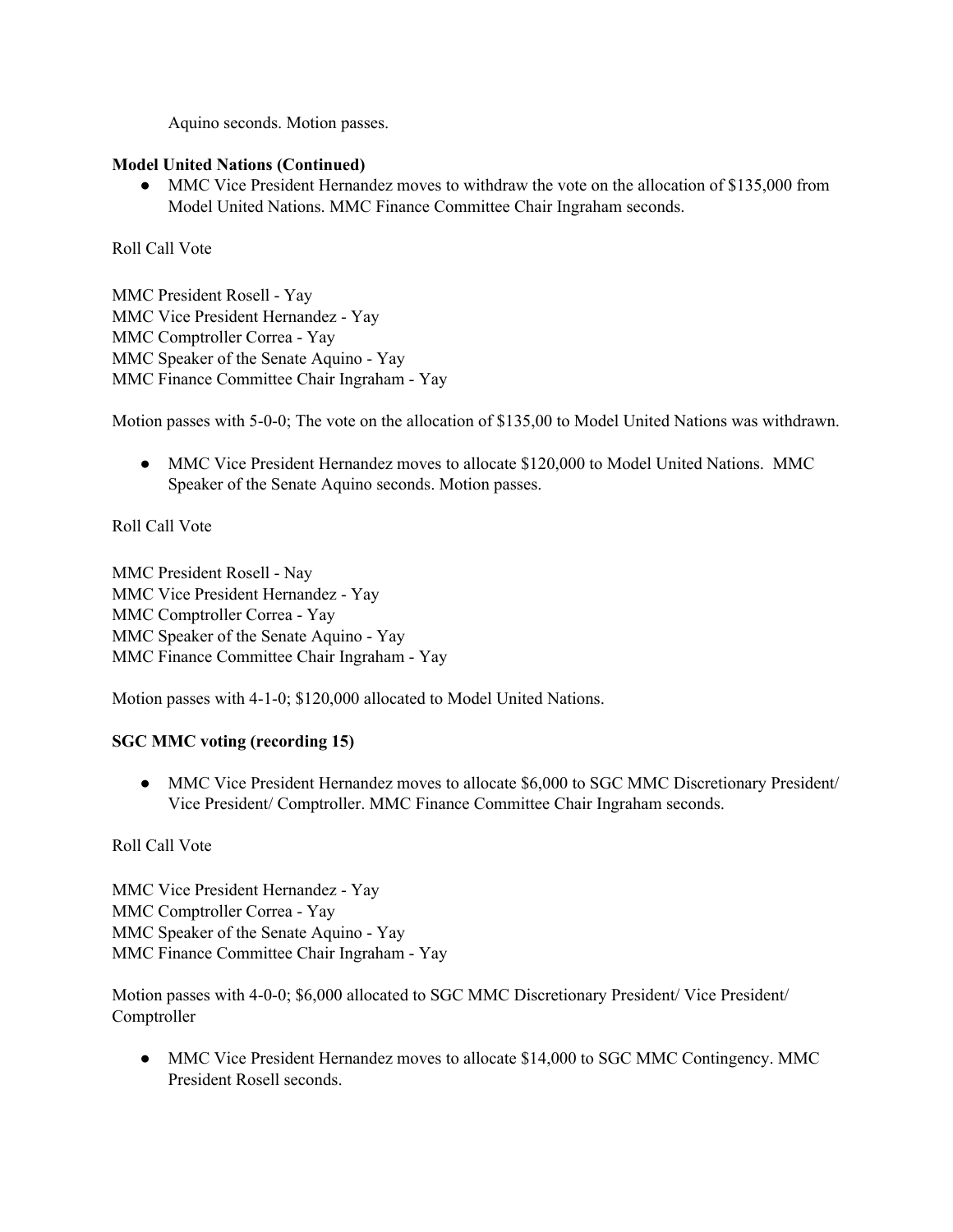Aquino seconds. Motion passes.

**Model United Nations (Continued)**

- MMC Vice President Hernandez moves to withdraw the vote on the allocation of $135,000 from Model United Nations. MMC Finance Committee Chair Ingraham seconds.

Roll Call Vote

MMC President Rosell - Yay
MMC Vice President Hernandez - Yay
MMC Comptroller Correa - Yay
MMC Speaker of the Senate Aquino - Yay
MMC Finance Committee Chair Ingraham - Yay

Motion passes with 5-0-0; The vote on the allocation of $135,00 to Model United Nations was withdrawn.

- MMC Vice President Hernandez moves to allocate $120,000 to Model United Nations. MMC Speaker of the Senate Aquino seconds. Motion passes.

Roll Call Vote

MMC President Rosell - Nay
MMC Vice President Hernandez - Yay
MMC Comptroller Correa - Yay
MMC Speaker of the Senate Aquino - Yay
MMC Finance Committee Chair Ingraham - Yay

Motion passes with 4-1-0; $120,000 allocated to Model United Nations.

**SGC MMC voting (recording 15)**

- MMC Vice President Hernandez moves to allocate $6,000 to SGC MMC Discretionary President/ Vice President/ Comptroller. MMC Finance Committee Chair Ingraham seconds.

Roll Call Vote

MMC Vice President Hernandez - Yay
MMC Comptroller Correa - Yay
MMC Speaker of the Senate Aquino - Yay
MMC Finance Committee Chair Ingraham - Yay

Motion passes with 4-0-0; $6,000 allocated to SGC MMC Discretionary President/ Vice President/ Comptroller

- MMC Vice President Hernandez moves to allocate $14,000 to SGC MMC Contingency. MMC President Rosell seconds.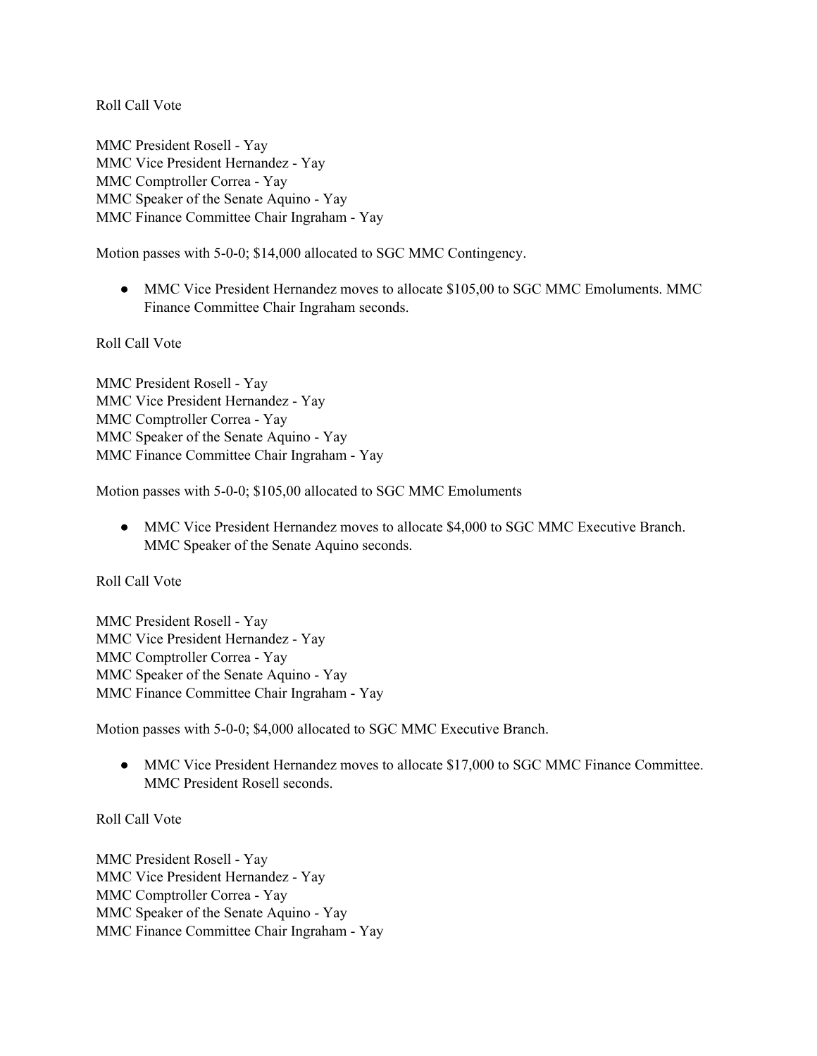Roll Call Vote

MMC President Rosell - Yay
MMC Vice President Hernandez - Yay
MMC Comptroller Correa - Yay
MMC Speaker of the Senate Aquino - Yay
MMC Finance Committee Chair Ingraham - Yay

Motion passes with 5-0-0; $14,000 allocated to SGC MMC Contingency.

- MMC Vice President Hernandez moves to allocate $105,00 to SGC MMC Emoluments. MMC Finance Committee Chair Ingraham seconds.

Roll Call Vote

MMC President Rosell - Yay
MMC Vice President Hernandez - Yay
MMC Comptroller Correa - Yay
MMC Speaker of the Senate Aquino - Yay
MMC Finance Committee Chair Ingraham - Yay

Motion passes with 5-0-0; $105,00 allocated to SGC MMC Emoluments

- MMC Vice President Hernandez moves to allocate $4,000 to SGC MMC Executive Branch. MMC Speaker of the Senate Aquino seconds.

Roll Call Vote

MMC President Rosell - Yay
MMC Vice President Hernandez - Yay
MMC Comptroller Correa - Yay
MMC Speaker of the Senate Aquino - Yay
MMC Finance Committee Chair Ingraham - Yay

Motion passes with 5-0-0; $4,000 allocated to SGC MMC Executive Branch.

- MMC Vice President Hernandez moves to allocate $17,000 to SGC MMC Finance Committee. MMC President Rosell seconds.

Roll Call Vote

MMC President Rosell - Yay
MMC Vice President Hernandez - Yay
MMC Comptroller Correa - Yay
MMC Speaker of the Senate Aquino - Yay
MMC Finance Committee Chair Ingraham - Yay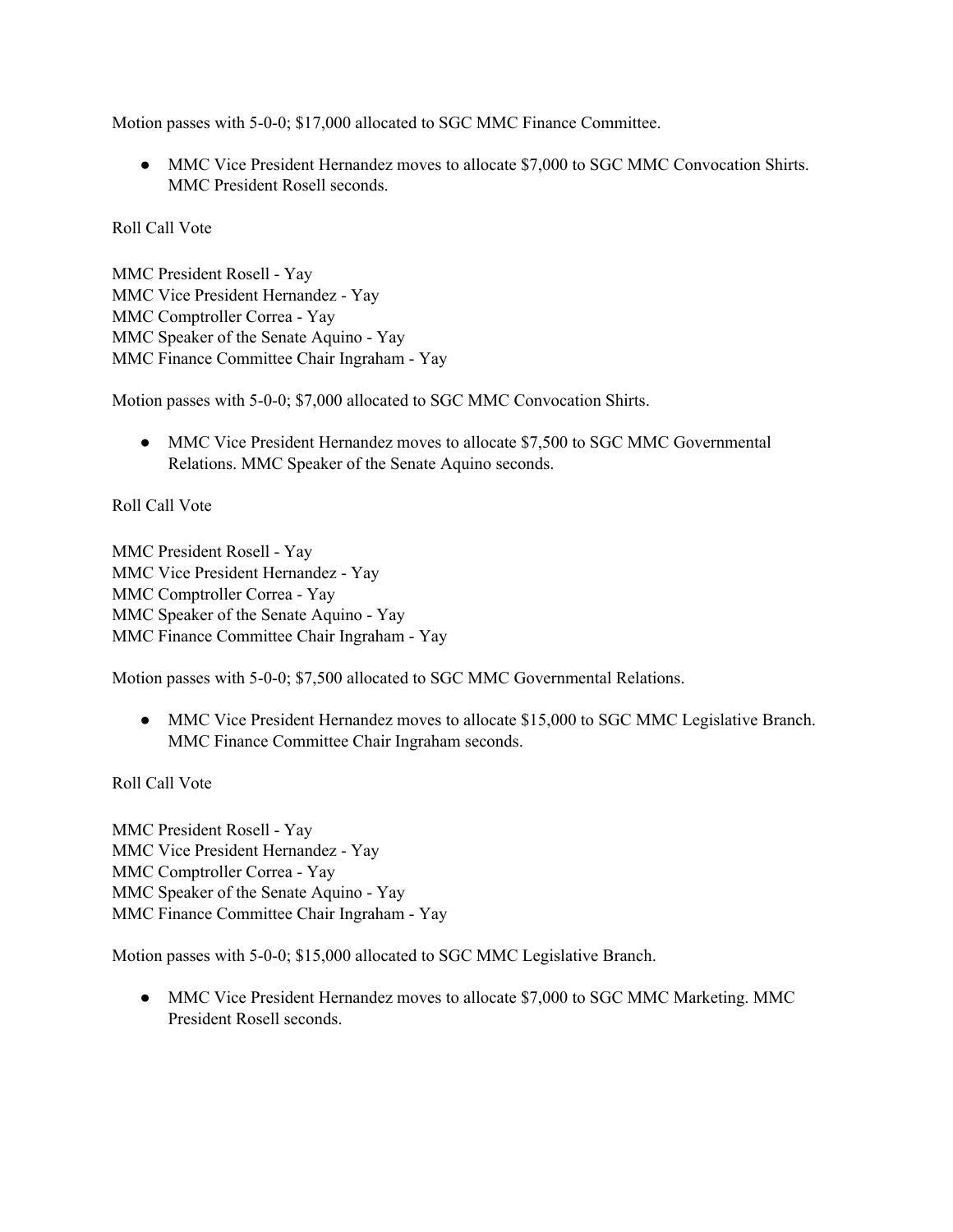Motion passes with 5-0-0; $17,000 allocated to SGC MMC Finance Committee.

- MMC Vice President Hernandez moves to allocate $7,000 to SGC MMC Convocation Shirts. MMC President Rosell seconds.

Roll Call Vote

MMC President Rosell - Yay
MMC Vice President Hernandez - Yay
MMC Comptroller Correa - Yay
MMC Speaker of the Senate Aquino - Yay
MMC Finance Committee Chair Ingraham - Yay

Motion passes with 5-0-0; $7,000 allocated to SGC MMC Convocation Shirts.

- MMC Vice President Hernandez moves to allocate $7,500 to SGC MMC Governmental Relations. MMC Speaker of the Senate Aquino seconds.

Roll Call Vote

MMC President Rosell - Yay
MMC Vice President Hernandez - Yay
MMC Comptroller Correa - Yay
MMC Speaker of the Senate Aquino - Yay
MMC Finance Committee Chair Ingraham - Yay

Motion passes with 5-0-0; $7,500 allocated to SGC MMC Governmental Relations.

- MMC Vice President Hernandez moves to allocate $15,000 to SGC MMC Legislative Branch. MMC Finance Committee Chair Ingraham seconds.

Roll Call Vote

MMC President Rosell - Yay
MMC Vice President Hernandez - Yay
MMC Comptroller Correa - Yay
MMC Speaker of the Senate Aquino - Yay
MMC Finance Committee Chair Ingraham - Yay

Motion passes with 5-0-0; $15,000 allocated to SGC MMC Legislative Branch.

- MMC Vice President Hernandez moves to allocate $7,000 to SGC MMC Marketing. MMC President Rosell seconds.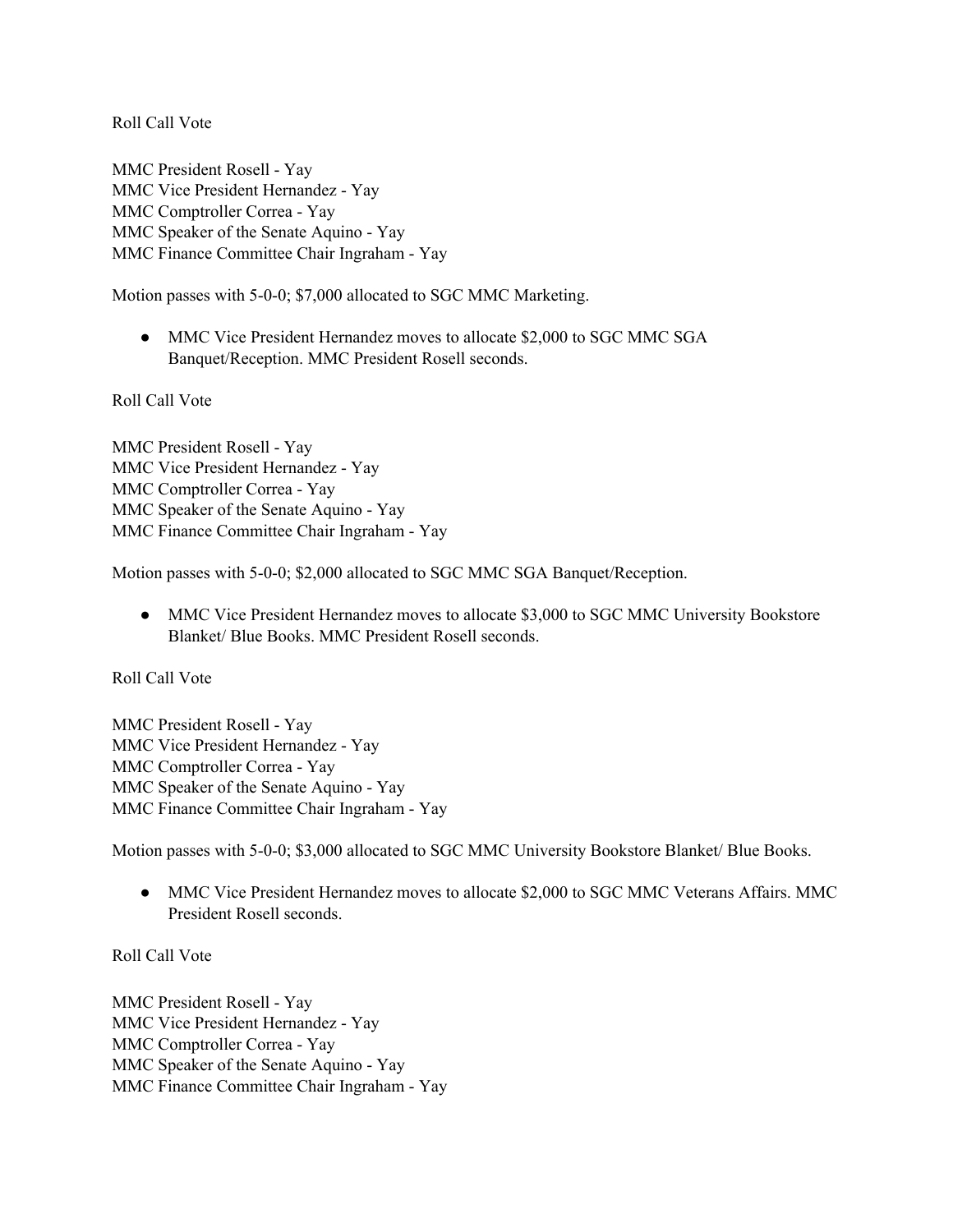Roll Call Vote

MMC President Rosell - Yay
MMC Vice President Hernandez - Yay
MMC Comptroller Correa - Yay
MMC Speaker of the Senate Aquino - Yay
MMC Finance Committee Chair Ingraham - Yay

Motion passes with 5-0-0; $7,000 allocated to SGC MMC Marketing.

- MMC Vice President Hernandez moves to allocate $2,000 to SGC MMC SGA Banquet/Reception. MMC President Rosell seconds.

Roll Call Vote

MMC President Rosell - Yay
MMC Vice President Hernandez - Yay
MMC Comptroller Correa - Yay
MMC Speaker of the Senate Aquino - Yay
MMC Finance Committee Chair Ingraham - Yay

Motion passes with 5-0-0; $2,000 allocated to SGC MMC SGA Banquet/Reception.

- MMC Vice President Hernandez moves to allocate $3,000 to SGC MMC University Bookstore Blanket/ Blue Books. MMC President Rosell seconds.

Roll Call Vote

MMC President Rosell - Yay
MMC Vice President Hernandez - Yay
MMC Comptroller Correa - Yay
MMC Speaker of the Senate Aquino - Yay
MMC Finance Committee Chair Ingraham - Yay

Motion passes with 5-0-0; $3,000 allocated to SGC MMC University Bookstore Blanket/ Blue Books.

- MMC Vice President Hernandez moves to allocate $2,000 to SGC MMC Veterans Affairs. MMC President Rosell seconds.

Roll Call Vote

MMC President Rosell - Yay
MMC Vice President Hernandez - Yay
MMC Comptroller Correa - Yay
MMC Speaker of the Senate Aquino - Yay
MMC Finance Committee Chair Ingraham - Yay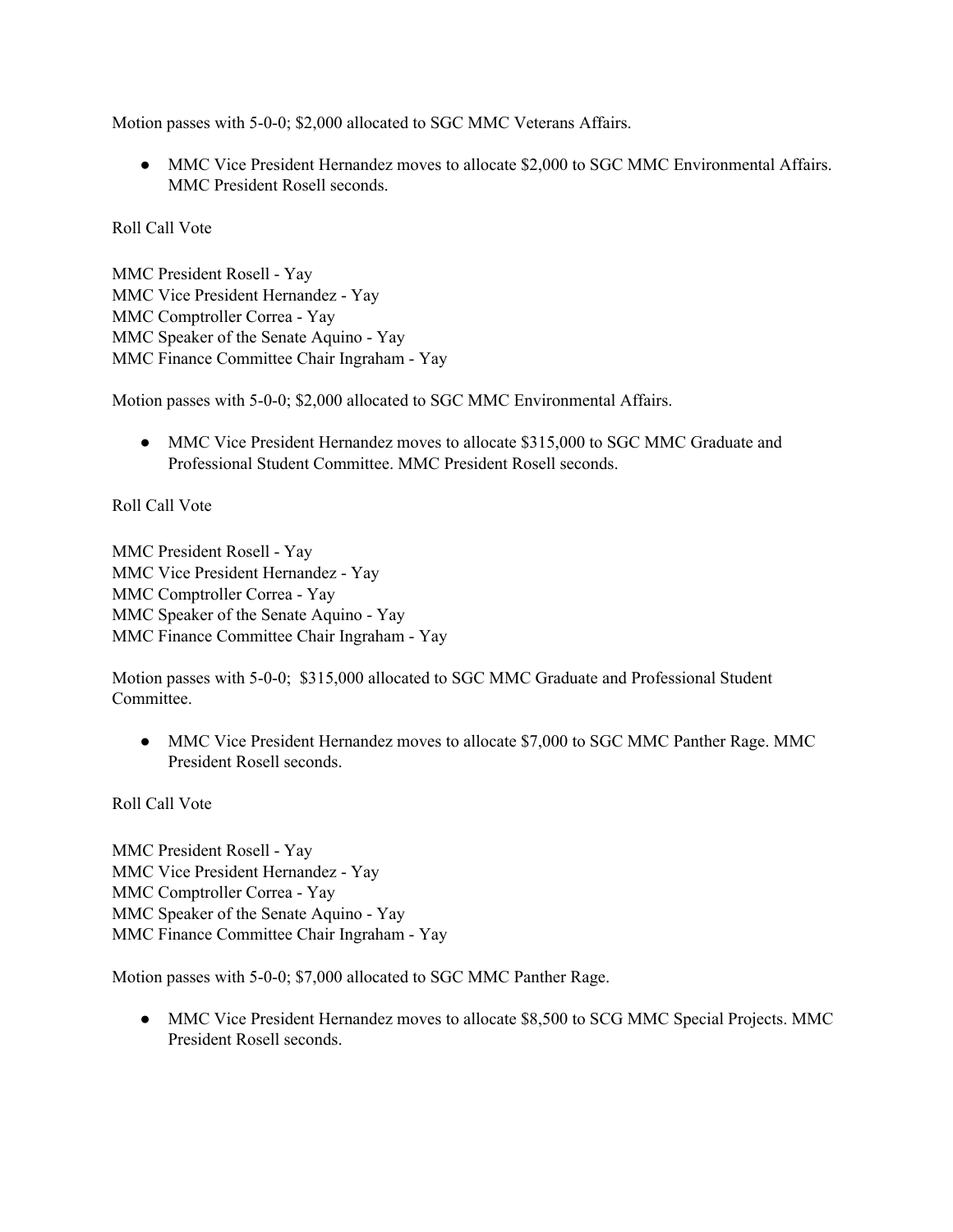Motion passes with 5-0-0; $2,000 allocated to SGC MMC Veterans Affairs.

- MMC Vice President Hernandez moves to allocate $2,000 to SGC MMC Environmental Affairs. MMC President Rosell seconds.

Roll Call Vote

MMC President Rosell - Yay
MMC Vice President Hernandez - Yay
MMC Comptroller Correa - Yay
MMC Speaker of the Senate Aquino - Yay
MMC Finance Committee Chair Ingraham - Yay

Motion passes with 5-0-0; $2,000 allocated to SGC MMC Environmental Affairs.

- MMC Vice President Hernandez moves to allocate $315,000 to SGC MMC Graduate and Professional Student Committee. MMC President Rosell seconds.

Roll Call Vote

MMC President Rosell - Yay
MMC Vice President Hernandez - Yay
MMC Comptroller Correa - Yay
MMC Speaker of the Senate Aquino - Yay
MMC Finance Committee Chair Ingraham - Yay

Motion passes with 5-0-0; $315,000 allocated to SGC MMC Graduate and Professional Student Committee.

- MMC Vice President Hernandez moves to allocate $7,000 to SGC MMC Panther Rage. MMC President Rosell seconds.

Roll Call Vote

MMC President Rosell - Yay
MMC Vice President Hernandez - Yay
MMC Comptroller Correa - Yay
MMC Speaker of the Senate Aquino - Yay
MMC Finance Committee Chair Ingraham - Yay

Motion passes with 5-0-0; $7,000 allocated to SGC MMC Panther Rage.

- MMC Vice President Hernandez moves to allocate $8,500 to SCG MMC Special Projects. MMC President Rosell seconds.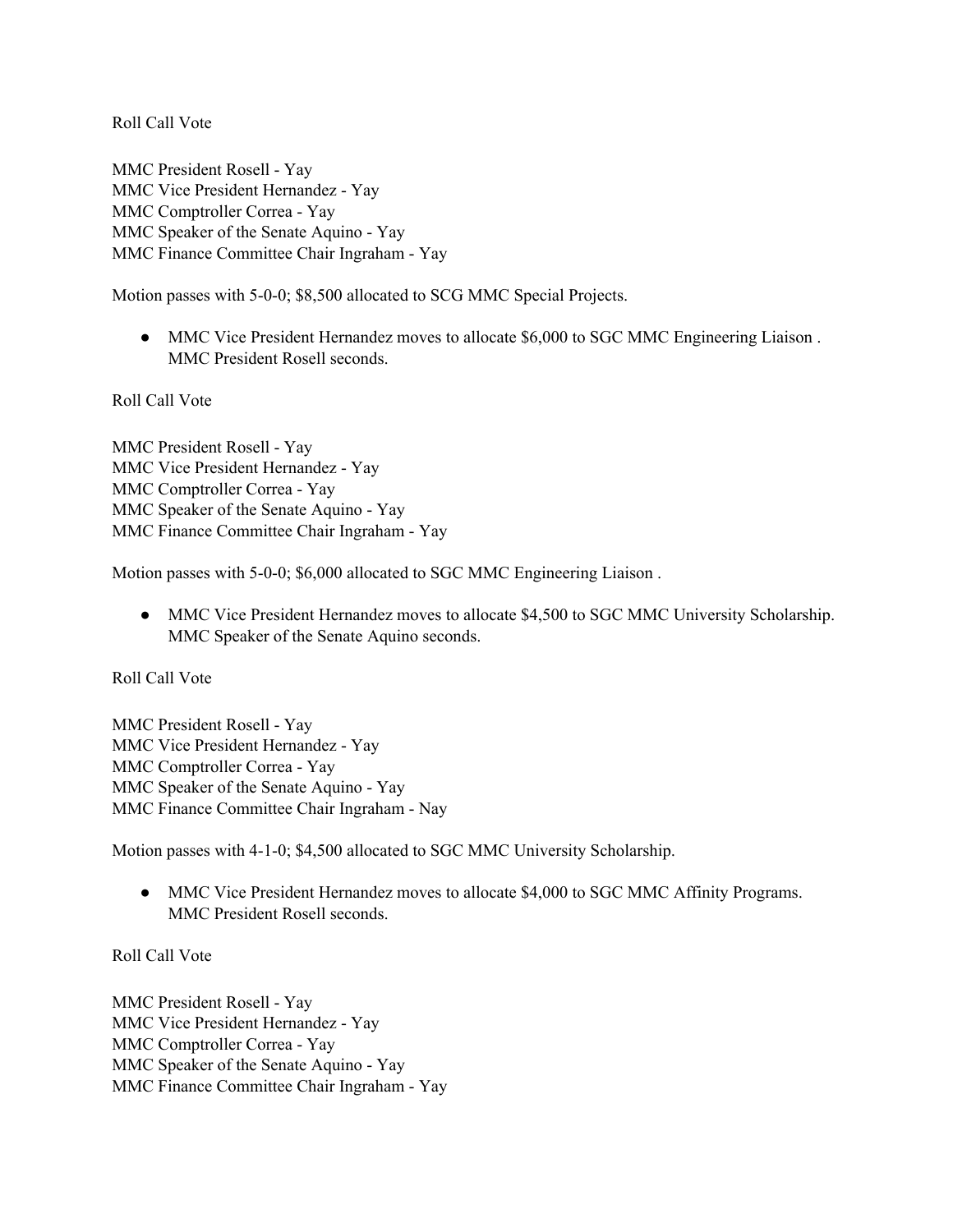Roll Call Vote

MMC President Rosell - Yay
MMC Vice President Hernandez - Yay
MMC Comptroller Correa - Yay
MMC Speaker of the Senate Aquino - Yay
MMC Finance Committee Chair Ingraham - Yay

Motion passes with 5-0-0; $8,500 allocated to SCG MMC Special Projects.

- MMC Vice President Hernandez moves to allocate $6,000 to SGC MMC Engineering Liaison . MMC President Rosell seconds.

Roll Call Vote

MMC President Rosell - Yay
MMC Vice President Hernandez - Yay
MMC Comptroller Correa - Yay
MMC Speaker of the Senate Aquino - Yay
MMC Finance Committee Chair Ingraham - Yay

Motion passes with 5-0-0; $6,000 allocated to SGC MMC Engineering Liaison .

- MMC Vice President Hernandez moves to allocate $4,500 to SGC MMC University Scholarship. MMC Speaker of the Senate Aquino seconds.

Roll Call Vote

MMC President Rosell - Yay
MMC Vice President Hernandez - Yay
MMC Comptroller Correa - Yay
MMC Speaker of the Senate Aquino - Yay
MMC Finance Committee Chair Ingraham - Nay

Motion passes with 4-1-0; $4,500 allocated to SGC MMC University Scholarship.

- MMC Vice President Hernandez moves to allocate $4,000 to SGC MMC Affinity Programs. MMC President Rosell seconds.

Roll Call Vote

MMC President Rosell - Yay
MMC Vice President Hernandez - Yay
MMC Comptroller Correa - Yay
MMC Speaker of the Senate Aquino - Yay
MMC Finance Committee Chair Ingraham - Yay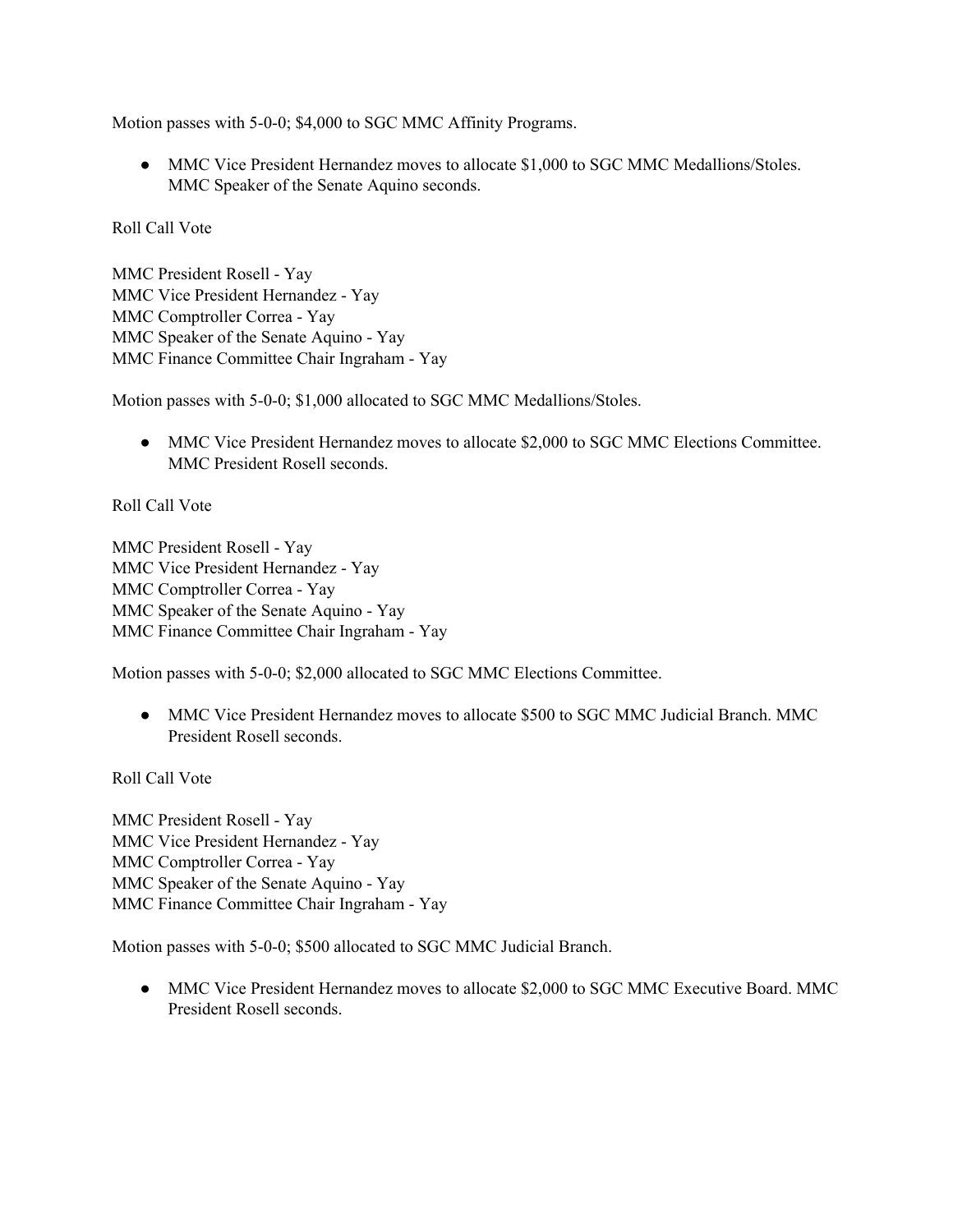Motion passes with 5-0-0; $4,000 to SGC MMC Affinity Programs.

- MMC Vice President Hernandez moves to allocate $1,000 to SGC MMC Medallions/Stoles. MMC Speaker of the Senate Aquino seconds.

Roll Call Vote

MMC President Rosell - Yay
MMC Vice President Hernandez - Yay
MMC Comptroller Correa - Yay
MMC Speaker of the Senate Aquino - Yay
MMC Finance Committee Chair Ingraham - Yay

Motion passes with 5-0-0; $1,000 allocated to SGC MMC Medallions/Stoles.

- MMC Vice President Hernandez moves to allocate $2,000 to SGC MMC Elections Committee. MMC President Rosell seconds.

Roll Call Vote

MMC President Rosell - Yay
MMC Vice President Hernandez - Yay
MMC Comptroller Correa - Yay
MMC Speaker of the Senate Aquino - Yay
MMC Finance Committee Chair Ingraham - Yay

Motion passes with 5-0-0; $2,000 allocated to SGC MMC Elections Committee.

- MMC Vice President Hernandez moves to allocate $500 to SGC MMC Judicial Branch. MMC President Rosell seconds.

Roll Call Vote

MMC President Rosell - Yay
MMC Vice President Hernandez - Yay
MMC Comptroller Correa - Yay
MMC Speaker of the Senate Aquino - Yay
MMC Finance Committee Chair Ingraham - Yay

Motion passes with 5-0-0; $500 allocated to SGC MMC Judicial Branch.

- MMC Vice President Hernandez moves to allocate $2,000 to SGC MMC Executive Board. MMC President Rosell seconds.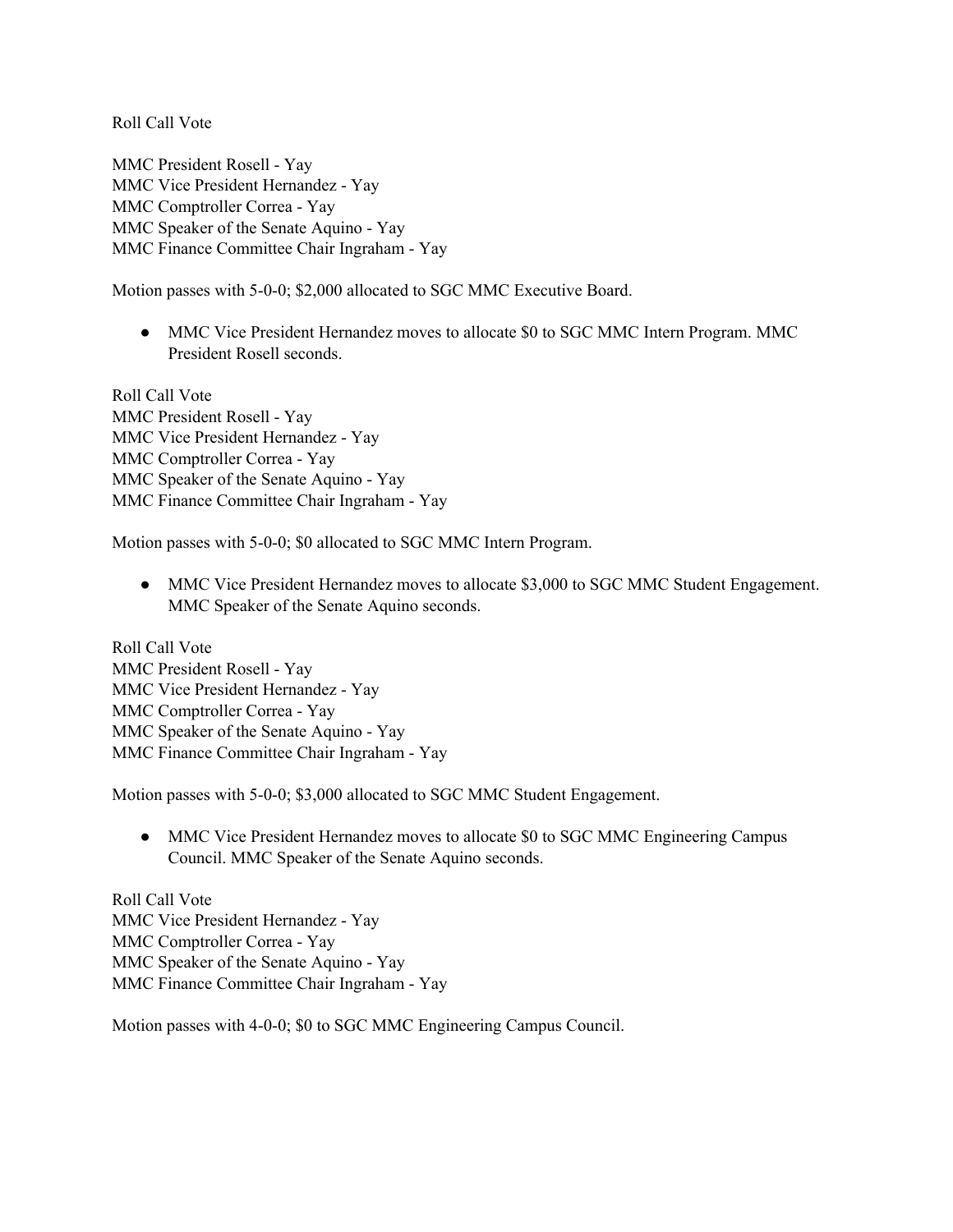Roll Call Vote

MMC President Rosell - Yay
MMC Vice President Hernandez - Yay
MMC Comptroller Correa - Yay
MMC Speaker of the Senate Aquino - Yay
MMC Finance Committee Chair Ingraham - Yay

Motion passes with 5-0-0; $2,000 allocated to SGC MMC Executive Board.

- MMC Vice President Hernandez moves to allocate $0 to SGC MMC Intern Program. MMC President Rosell seconds.

Roll Call Vote
MMC President Rosell - Yay
MMC Vice President Hernandez - Yay
MMC Comptroller Correa - Yay
MMC Speaker of the Senate Aquino - Yay
MMC Finance Committee Chair Ingraham - Yay

Motion passes with 5-0-0; $0 allocated to SGC MMC Intern Program.

- MMC Vice President Hernandez moves to allocate $3,000 to SGC MMC Student Engagement. MMC Speaker of the Senate Aquino seconds.

Roll Call Vote
MMC President Rosell - Yay
MMC Vice President Hernandez - Yay
MMC Comptroller Correa - Yay
MMC Speaker of the Senate Aquino - Yay
MMC Finance Committee Chair Ingraham - Yay

Motion passes with 5-0-0; $3,000 allocated to SGC MMC Student Engagement.

- MMC Vice President Hernandez moves to allocate $0 to SGC MMC Engineering Campus Council. MMC Speaker of the Senate Aquino seconds.

Roll Call Vote
MMC Vice President Hernandez - Yay
MMC Comptroller Correa - Yay
MMC Speaker of the Senate Aquino - Yay
MMC Finance Committee Chair Ingraham - Yay

Motion passes with 4-0-0; $0 to SGC MMC Engineering Campus Council.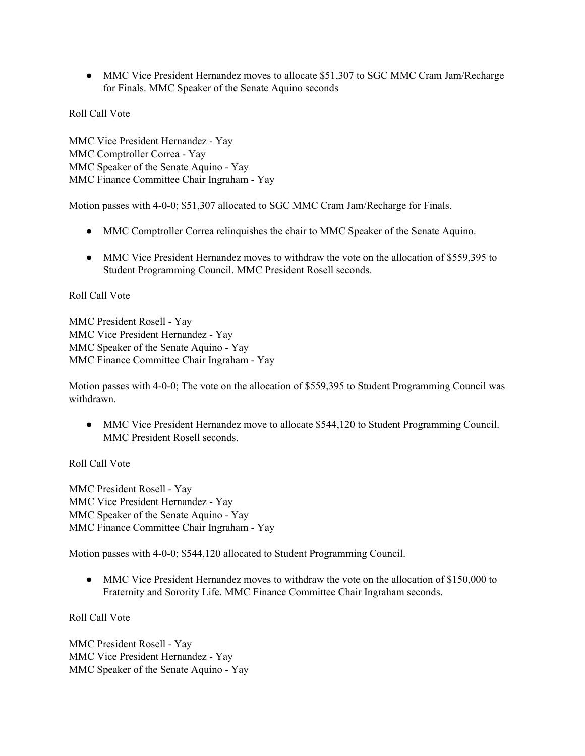- MMC Vice President Hernandez moves to allocate $51,307 to SGC MMC Cram Jam/Recharge for Finals. MMC Speaker of the Senate Aquino seconds

Roll Call Vote

MMC Vice President Hernandez - Yay
MMC Comptroller Correa - Yay
MMC Speaker of the Senate Aquino - Yay
MMC Finance Committee Chair Ingraham - Yay

Motion passes with 4-0-0; $51,307 allocated to SGC MMC Cram Jam/Recharge for Finals.

- MMC Comptroller Correa relinquishes the chair to MMC Speaker of the Senate Aquino.

- MMC Vice President Hernandez moves to withdraw the vote on the allocation of $559,395 to Student Programming Council. MMC President Rosell seconds.

Roll Call Vote

MMC President Rosell - Yay
MMC Vice President Hernandez - Yay
MMC Speaker of the Senate Aquino - Yay
MMC Finance Committee Chair Ingraham - Yay

Motion passes with 4-0-0; The vote on the allocation of $559,395 to Student Programming Council was withdrawn.

- MMC Vice President Hernandez move to allocate $544,120 to Student Programming Council. MMC President Rosell seconds.

Roll Call Vote

MMC President Rosell - Yay
MMC Vice President Hernandez - Yay
MMC Speaker of the Senate Aquino - Yay
MMC Finance Committee Chair Ingraham - Yay

Motion passes with 4-0-0; $544,120 allocated to Student Programming Council.

- MMC Vice President Hernandez moves to withdraw the vote on the allocation of $150,000 to Fraternity and Sorority Life. MMC Finance Committee Chair Ingraham seconds.

Roll Call Vote

MMC President Rosell - Yay
MMC Vice President Hernandez - Yay
MMC Speaker of the Senate Aquino - Yay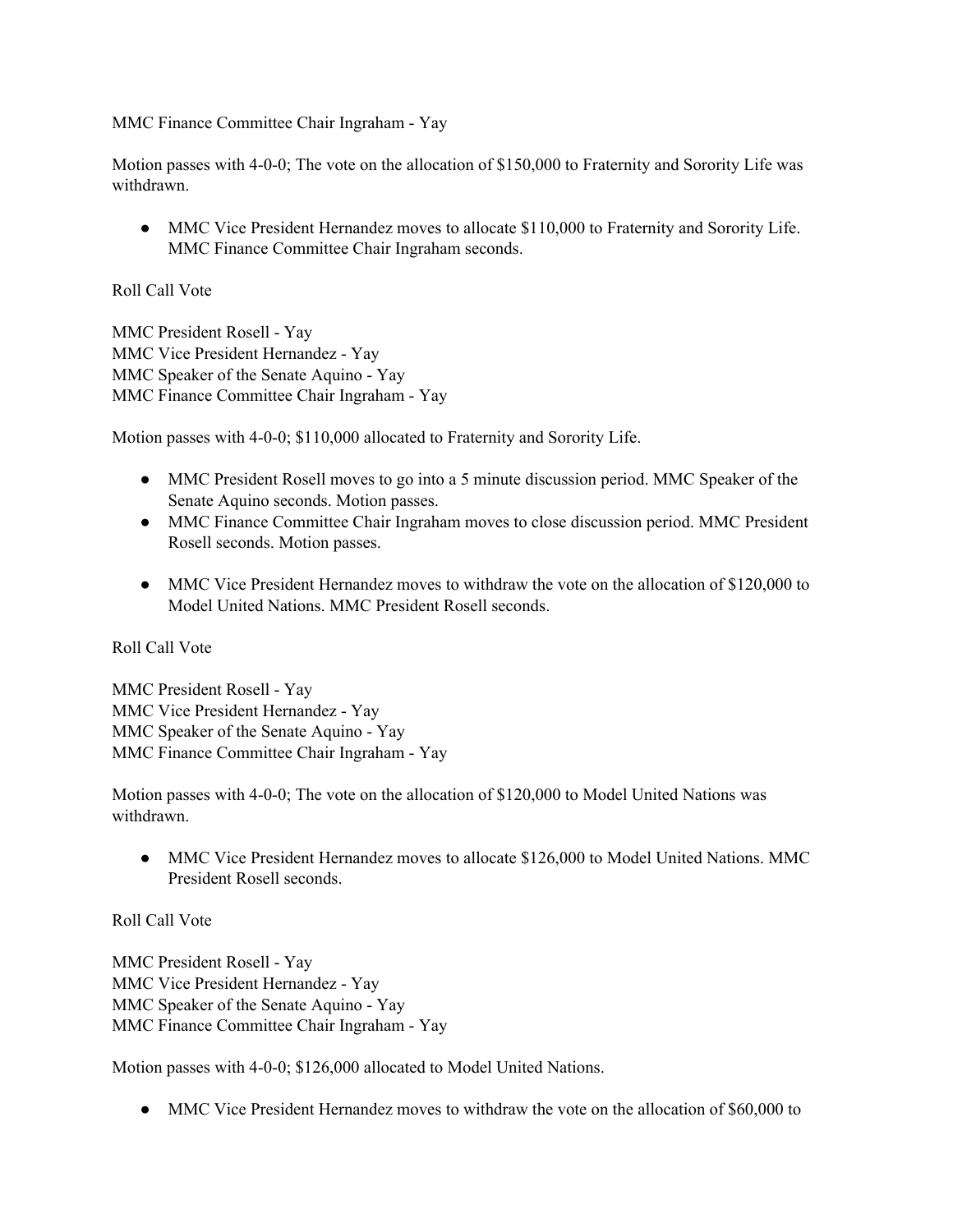MMC Finance Committee Chair Ingraham - Yay

Motion passes with 4-0-0; The vote on the allocation of $150,000 to Fraternity and Sorority Life was withdrawn.

- MMC Vice President Hernandez moves to allocate $110,000 to Fraternity and Sorority Life. MMC Finance Committee Chair Ingraham seconds.

Roll Call Vote

MMC President Rosell - Yay
MMC Vice President Hernandez - Yay
MMC Speaker of the Senate Aquino - Yay
MMC Finance Committee Chair Ingraham - Yay

Motion passes with 4-0-0; $110,000 allocated to Fraternity and Sorority Life.

- MMC President Rosell moves to go into a 5 minute discussion period. MMC Speaker of the Senate Aquino seconds. Motion passes.
- MMC Finance Committee Chair Ingraham moves to close discussion period. MMC President Rosell seconds. Motion passes.

- MMC Vice President Hernandez moves to withdraw the vote on the allocation of $120,000 to Model United Nations. MMC President Rosell seconds.

Roll Call Vote

MMC President Rosell - Yay
MMC Vice President Hernandez - Yay
MMC Speaker of the Senate Aquino - Yay
MMC Finance Committee Chair Ingraham - Yay

Motion passes with 4-0-0; The vote on the allocation of $120,000 to Model United Nations was withdrawn.

- MMC Vice President Hernandez moves to allocate $126,000 to Model United Nations. MMC President Rosell seconds.

Roll Call Vote

MMC President Rosell - Yay
MMC Vice President Hernandez - Yay
MMC Speaker of the Senate Aquino - Yay
MMC Finance Committee Chair Ingraham - Yay

Motion passes with 4-0-0; $126,000 allocated to Model United Nations.

- MMC Vice President Hernandez moves to withdraw the vote on the allocation of $60,000 to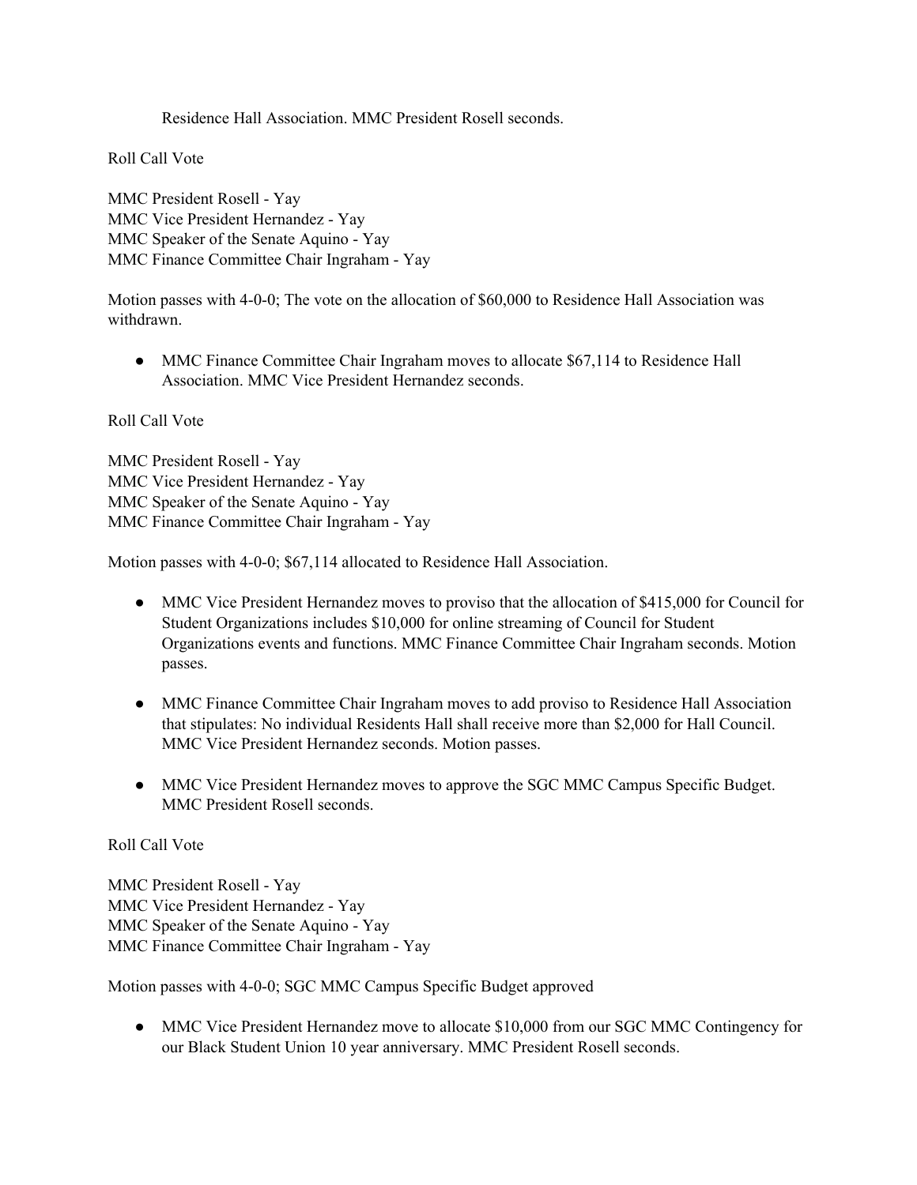Residence Hall Association. MMC President Rosell seconds.

Roll Call Vote

MMC President Rosell - Yay
MMC Vice President Hernandez - Yay
MMC Speaker of the Senate Aquino - Yay
MMC Finance Committee Chair Ingraham - Yay

Motion passes with 4-0-0; The vote on the allocation of $60,000 to Residence Hall Association was withdrawn.

- MMC Finance Committee Chair Ingraham moves to allocate $67,114 to Residence Hall Association. MMC Vice President Hernandez seconds.

Roll Call Vote

MMC President Rosell - Yay
MMC Vice President Hernandez - Yay
MMC Speaker of the Senate Aquino - Yay
MMC Finance Committee Chair Ingraham - Yay

Motion passes with 4-0-0; $67,114 allocated to Residence Hall Association.

- MMC Vice President Hernandez moves to proviso that the allocation of $415,000 for Council for Student Organizations includes $10,000 for online streaming of Council for Student Organizations events and functions. MMC Finance Committee Chair Ingraham seconds. Motion passes.

- MMC Finance Committee Chair Ingraham moves to add proviso to Residence Hall Association that stipulates: No individual Residents Hall shall receive more than $2,000 for Hall Council. MMC Vice President Hernandez seconds. Motion passes.

- MMC Vice President Hernandez moves to approve the SGC MMC Campus Specific Budget. MMC President Rosell seconds.

Roll Call Vote

MMC President Rosell - Yay
MMC Vice President Hernandez - Yay
MMC Speaker of the Senate Aquino - Yay
MMC Finance Committee Chair Ingraham - Yay

Motion passes with 4-0-0; SGC MMC Campus Specific Budget approved

- MMC Vice President Hernandez move to allocate $10,000 from our SGC MMC Contingency for our Black Student Union 10 year anniversary. MMC President Rosell seconds.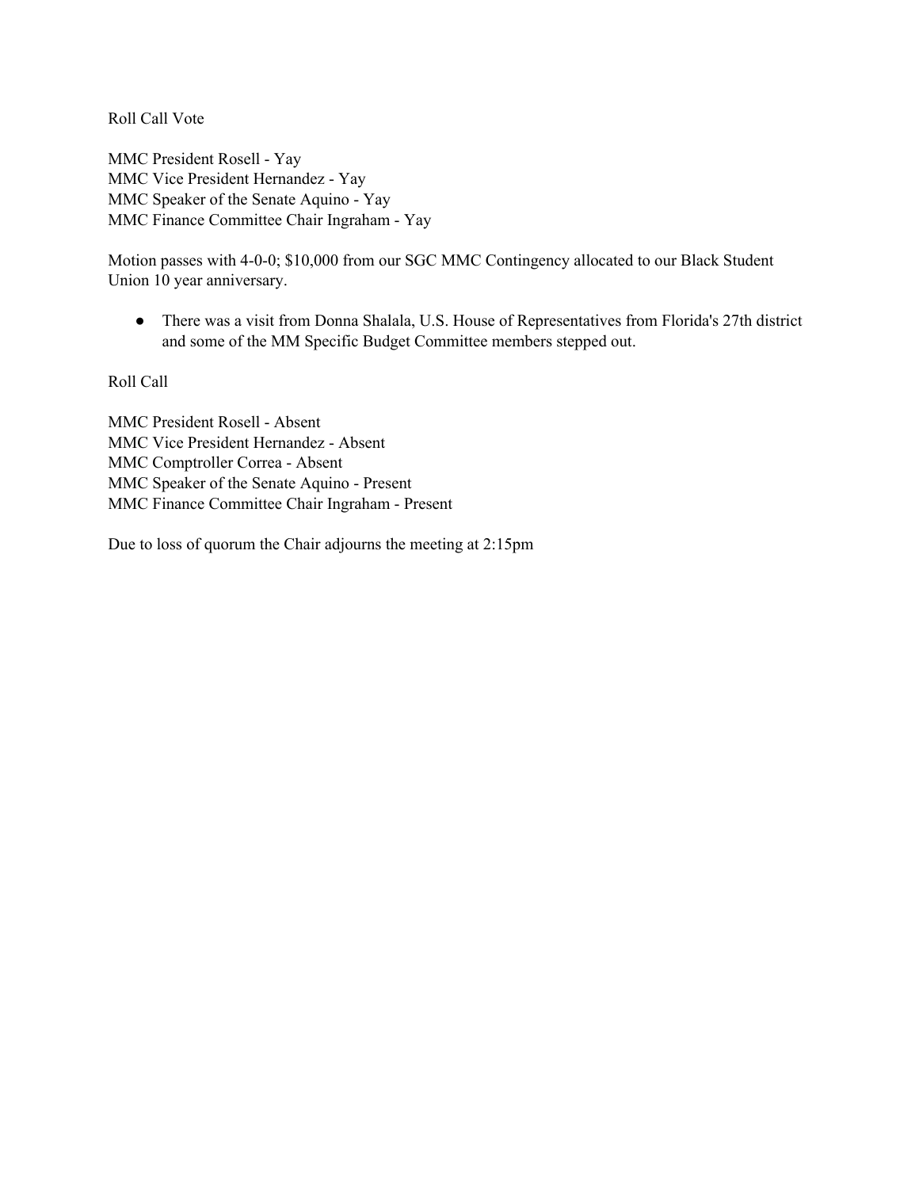Roll Call Vote

MMC President Rosell - Yay
MMC Vice President Hernandez - Yay
MMC Speaker of the Senate Aquino - Yay
MMC Finance Committee Chair Ingraham - Yay

Motion passes with 4-0-0; $10,000 from our SGC MMC Contingency allocated to our Black Student Union 10 year anniversary.

- There was a visit from Donna Shalala, U.S. House of Representatives from Florida's 27th district and some of the MM Specific Budget Committee members stepped out.

Roll Call

MMC President Rosell - Absent
MMC Vice President Hernandez - Absent
MMC Comptroller Correa - Absent
MMC Speaker of the Senate Aquino - Present
MMC Finance Committee Chair Ingraham - Present

Due to loss of quorum the Chair adjourns the meeting at 2:15pm